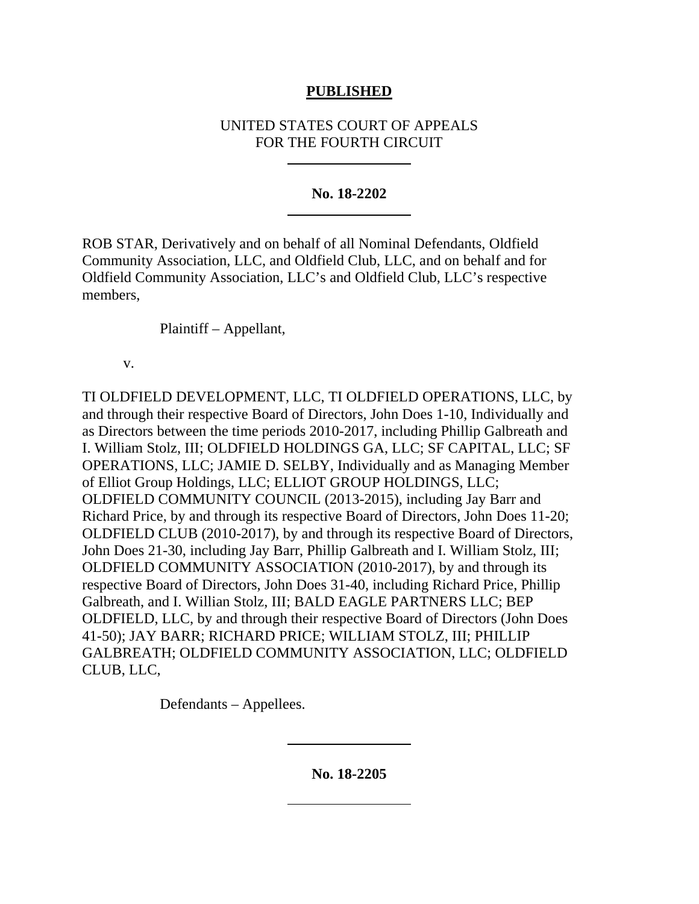**PUBLISHED**

UNITED STATES COURT OF APPEALS
FOR THE FOURTH CIRCUIT

---

**No. 18-2202**

---

ROB STAR, Derivatively and on behalf of all Nominal Defendants, Oldfield Community Association, LLC, and Oldfield Club, LLC, and on behalf and for Oldfield Community Association, LLC's and Oldfield Club, LLC's respective members,

Plaintiff – Appellant,

v.

TI OLDFIELD DEVELOPMENT, LLC, TI OLDFIELD OPERATIONS, LLC, by and through their respective Board of Directors, John Does 1-10, Individually and as Directors between the time periods 2010-2017, including Phillip Galbreath and I. William Stolz, III; OLDFIELD HOLDINGS GA, LLC; SF CAPITAL, LLC; SF OPERATIONS, LLC; JAMIE D. SELBY, Individually and as Managing Member of Elliot Group Holdings, LLC; ELLIOT GROUP HOLDINGS, LLC; OLDFIELD COMMUNITY COUNCIL (2013-2015), including Jay Barr and Richard Price, by and through its respective Board of Directors, John Does 11-20; OLDFIELD CLUB (2010-2017), by and through its respective Board of Directors, John Does 21-30, including Jay Barr, Phillip Galbreath and I. William Stolz, III; OLDFIELD COMMUNITY ASSOCIATION (2010-2017), by and through its respective Board of Directors, John Does 31-40, including Richard Price, Phillip Galbreath, and I. Willian Stolz, III; BALD EAGLE PARTNERS LLC; BEP OLDFIELD, LLC, by and through their respective Board of Directors (John Does 41-50); JAY BARR; RICHARD PRICE; WILLIAM STOLZ, III; PHILLIP GALBREATH; OLDFIELD COMMUNITY ASSOCIATION, LLC; OLDFIELD CLUB, LLC,

Defendants – Appellees.

---

**No. 18-2205**

---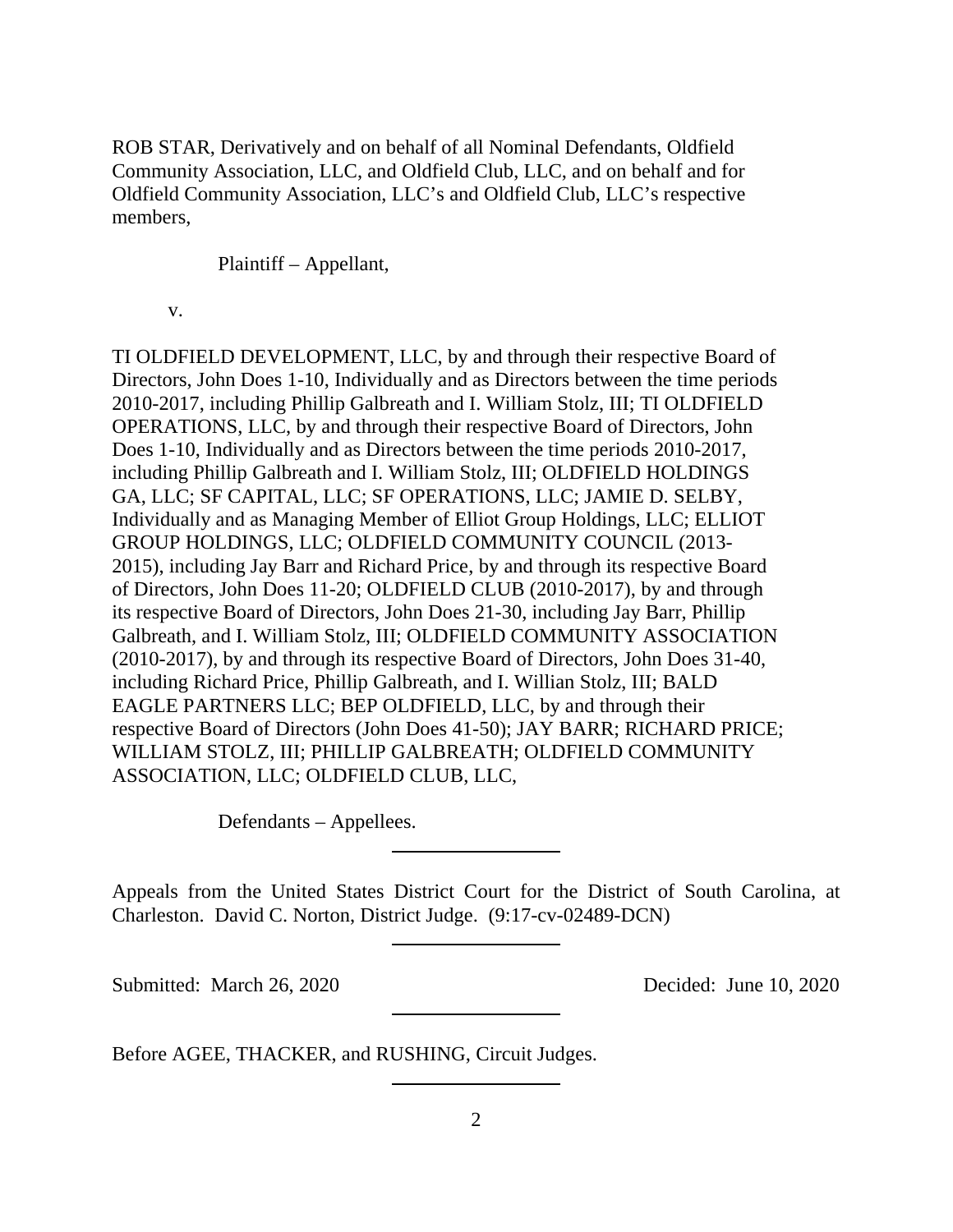ROB STAR, Derivatively and on behalf of all Nominal Defendants, Oldfield Community Association, LLC, and Oldfield Club, LLC, and on behalf and for Oldfield Community Association, LLC's and Oldfield Club, LLC's respective members,

Plaintiff – Appellant,

v.

TI OLDFIELD DEVELOPMENT, LLC, by and through their respective Board of Directors, John Does 1-10, Individually and as Directors between the time periods 2010-2017, including Phillip Galbreath and I. William Stolz, III; TI OLDFIELD OPERATIONS, LLC, by and through their respective Board of Directors, John Does 1-10, Individually and as Directors between the time periods 2010-2017, including Phillip Galbreath and I. William Stolz, III; OLDFIELD HOLDINGS GA, LLC; SF CAPITAL, LLC; SF OPERATIONS, LLC; JAMIE D. SELBY, Individually and as Managing Member of Elliot Group Holdings, LLC; ELLIOT GROUP HOLDINGS, LLC; OLDFIELD COMMUNITY COUNCIL (2013-2015), including Jay Barr and Richard Price, by and through its respective Board of Directors, John Does 11-20; OLDFIELD CLUB (2010-2017), by and through its respective Board of Directors, John Does 21-30, including Jay Barr, Phillip Galbreath, and I. William Stolz, III; OLDFIELD COMMUNITY ASSOCIATION (2010-2017), by and through its respective Board of Directors, John Does 31-40, including Richard Price, Phillip Galbreath, and I. Willian Stolz, III; BALD EAGLE PARTNERS LLC; BEP OLDFIELD, LLC, by and through their respective Board of Directors (John Does 41-50); JAY BARR; RICHARD PRICE; WILLIAM STOLZ, III; PHILLIP GALBREATH; OLDFIELD COMMUNITY ASSOCIATION, LLC; OLDFIELD CLUB, LLC,

Defendants – Appellees.

---

Appeals from the United States District Court for the District of South Carolina, at Charleston. David C. Norton, District Judge. (9:17-cv-02489-DCN)

---

Submitted: March 26, 2020 Decided: June 10, 2020

---

Before AGEE, THACKER, and RUSHING, Circuit Judges.

---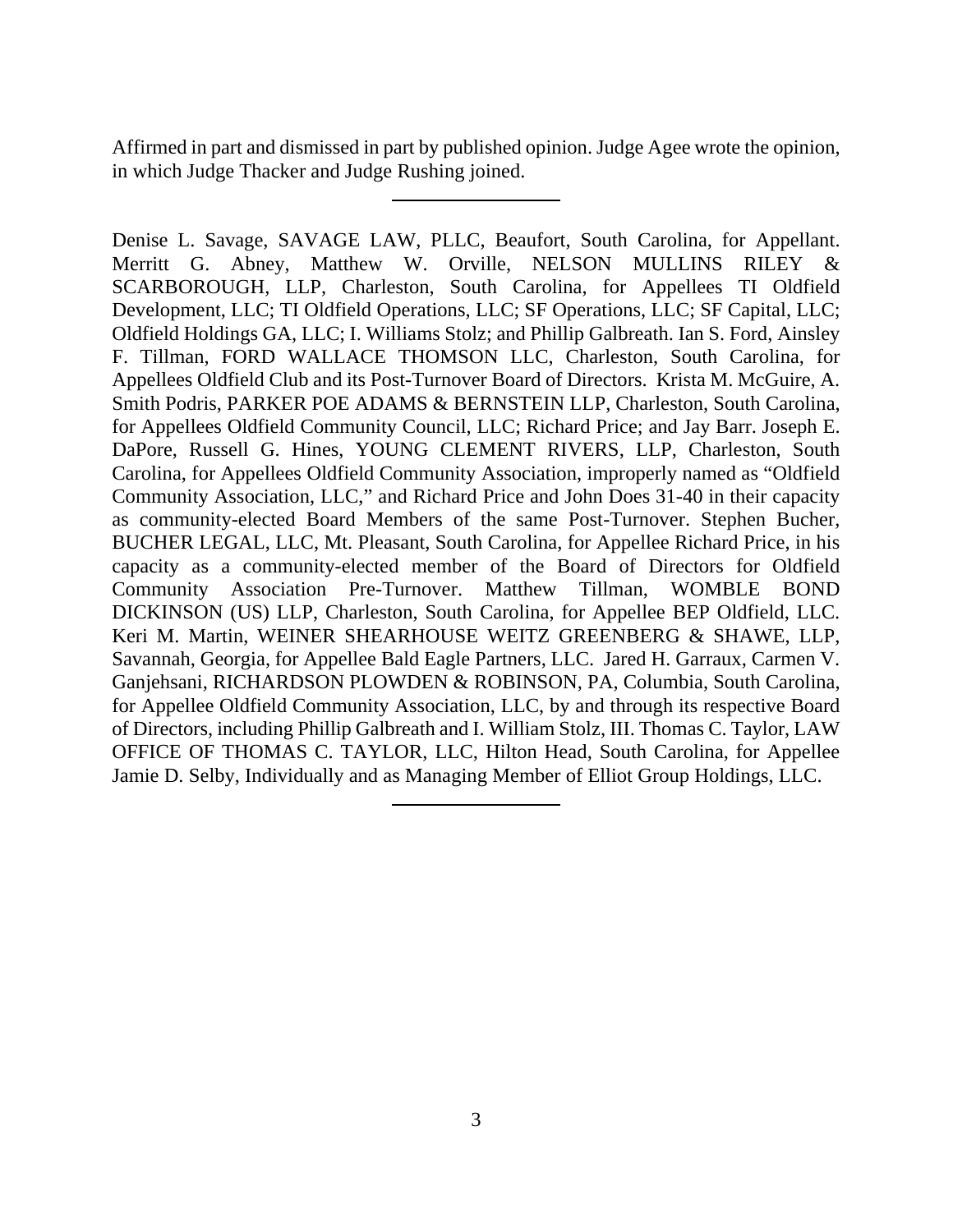Affirmed in part and dismissed in part by published opinion. Judge Agee wrote the opinion, in which Judge Thacker and Judge Rushing joined.

---

Denise L. Savage, SAVAGE LAW, PLLC, Beaufort, South Carolina, for Appellant. Merritt G. Abney, Matthew W. Orville, NELSON MULLINS RILEY & SCARBOROUGH, LLP, Charleston, South Carolina, for Appellees TI Oldfield Development, LLC; TI Oldfield Operations, LLC; SF Operations, LLC; SF Capital, LLC; Oldfield Holdings GA, LLC; I. Williams Stolz; and Phillip Galbreath. Ian S. Ford, Ainsley F. Tillman, FORD WALLACE THOMSON LLC, Charleston, South Carolina, for Appellees Oldfield Club and its Post-Turnover Board of Directors. Krista M. McGuire, A. Smith Podris, PARKER POE ADAMS & BERNSTEIN LLP, Charleston, South Carolina, for Appellees Oldfield Community Council, LLC; Richard Price; and Jay Barr. Joseph E. DaPore, Russell G. Hines, YOUNG CLEMENT RIVERS, LLP, Charleston, South Carolina, for Appellees Oldfield Community Association, improperly named as "Oldfield Community Association, LLC," and Richard Price and John Does 31-40 in their capacity as community-elected Board Members of the same Post-Turnover. Stephen Bucher, BUCHER LEGAL, LLC, Mt. Pleasant, South Carolina, for Appellee Richard Price, in his capacity as a community-elected member of the Board of Directors for Oldfield Community Association Pre-Turnover. Matthew Tillman, WOMBLE BOND DICKINSON (US) LLP, Charleston, South Carolina, for Appellee BEP Oldfield, LLC. Keri M. Martin, WEINER SHEARHOUSE WEITZ GREENBERG & SHAWE, LLP, Savannah, Georgia, for Appellee Bald Eagle Partners, LLC. Jared H. Garraux, Carmen V. Ganjehsani, RICHARDSON PLOWDEN & ROBINSON, PA, Columbia, South Carolina, for Appellee Oldfield Community Association, LLC, by and through its respective Board of Directors, including Phillip Galbreath and I. William Stolz, III. Thomas C. Taylor, LAW OFFICE OF THOMAS C. TAYLOR, LLC, Hilton Head, South Carolina, for Appellee Jamie D. Selby, Individually and as Managing Member of Elliot Group Holdings, LLC.

---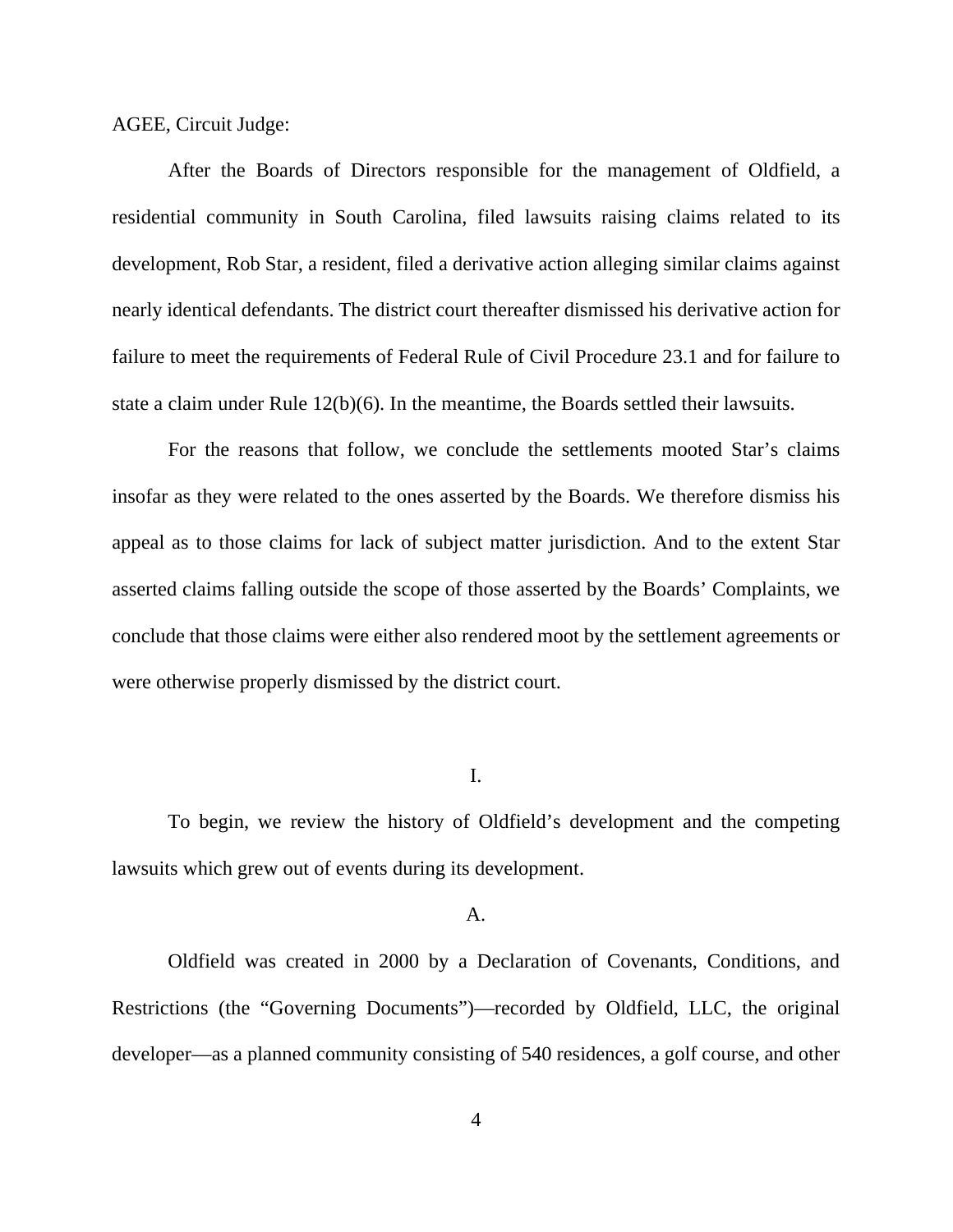AGEE, Circuit Judge:

After the Boards of Directors responsible for the management of Oldfield, a residential community in South Carolina, filed lawsuits raising claims related to its development, Rob Star, a resident, filed a derivative action alleging similar claims against nearly identical defendants. The district court thereafter dismissed his derivative action for failure to meet the requirements of Federal Rule of Civil Procedure 23.1 and for failure to state a claim under Rule 12(b)(6). In the meantime, the Boards settled their lawsuits.

For the reasons that follow, we conclude the settlements mooted Star's claims insofar as they were related to the ones asserted by the Boards. We therefore dismiss his appeal as to those claims for lack of subject matter jurisdiction. And to the extent Star asserted claims falling outside the scope of those asserted by the Boards' Complaints, we conclude that those claims were either also rendered moot by the settlement agreements or were otherwise properly dismissed by the district court.

## I.

To begin, we review the history of Oldfield's development and the competing lawsuits which grew out of events during its development.

### A.

Oldfield was created in 2000 by a Declaration of Covenants, Conditions, and Restrictions (the "Governing Documents")—recorded by Oldfield, LLC, the original developer—as a planned community consisting of 540 residences, a golf course, and other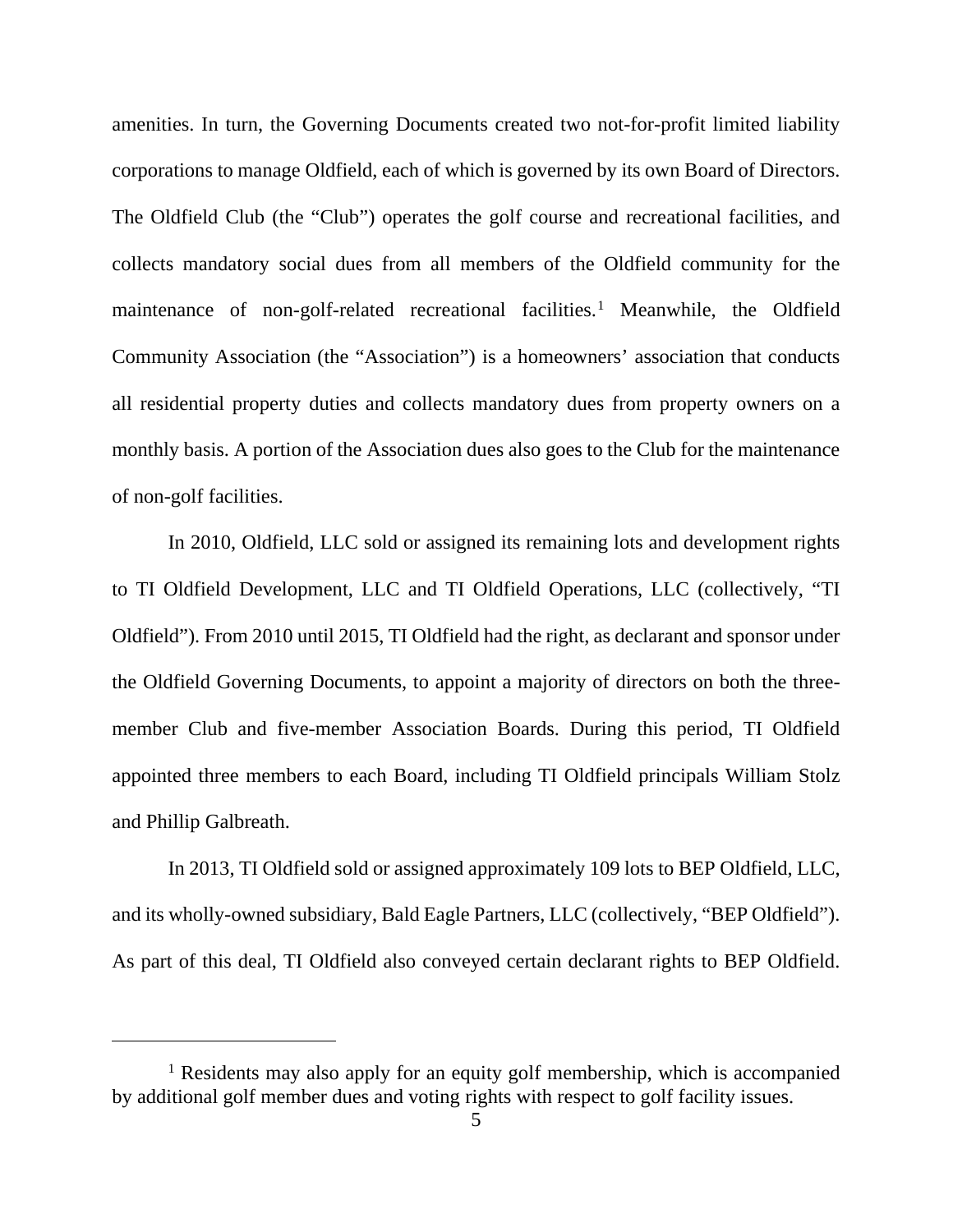amenities. In turn, the Governing Documents created two not-for-profit limited liability corporations to manage Oldfield, each of which is governed by its own Board of Directors. The Oldfield Club (the "Club") operates the golf course and recreational facilities, and collects mandatory social dues from all members of the Oldfield community for the maintenance of non-golf-related recreational facilities.[1] Meanwhile, the Oldfield Community Association (the "Association") is a homeowners' association that conducts all residential property duties and collects mandatory dues from property owners on a monthly basis. A portion of the Association dues also goes to the Club for the maintenance of non-golf facilities.

In 2010, Oldfield, LLC sold or assigned its remaining lots and development rights to TI Oldfield Development, LLC and TI Oldfield Operations, LLC (collectively, "TI Oldfield"). From 2010 until 2015, TI Oldfield had the right, as declarant and sponsor under the Oldfield Governing Documents, to appoint a majority of directors on both the three-member Club and five-member Association Boards. During this period, TI Oldfield appointed three members to each Board, including TI Oldfield principals William Stolz and Phillip Galbreath.

In 2013, TI Oldfield sold or assigned approximately 109 lots to BEP Oldfield, LLC, and its wholly-owned subsidiary, Bald Eagle Partners, LLC (collectively, "BEP Oldfield"). As part of this deal, TI Oldfield also conveyed certain declarant rights to BEP Oldfield.

---

[1] Residents may also apply for an equity golf membership, which is accompanied by additional golf member dues and voting rights with respect to golf facility issues.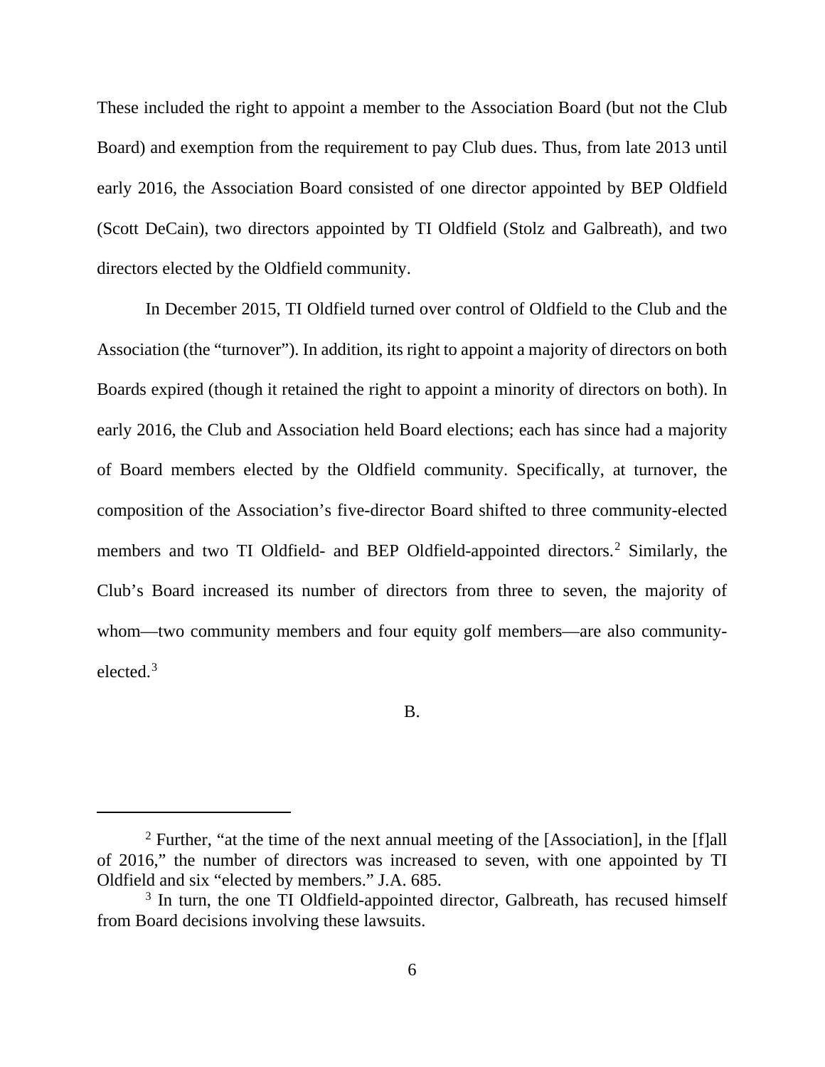These included the right to appoint a member to the Association Board (but not the Club Board) and exemption from the requirement to pay Club dues. Thus, from late 2013 until early 2016, the Association Board consisted of one director appointed by BEP Oldfield (Scott DeCain), two directors appointed by TI Oldfield (Stolz and Galbreath), and two directors elected by the Oldfield community.

In December 2015, TI Oldfield turned over control of Oldfield to the Club and the Association (the "turnover"). In addition, its right to appoint a majority of directors on both Boards expired (though it retained the right to appoint a minority of directors on both). In early 2016, the Club and Association held Board elections; each has since had a majority of Board members elected by the Oldfield community. Specifically, at turnover, the composition of the Association's five-director Board shifted to three community-elected members and two TI Oldfield- and BEP Oldfield-appointed directors.[2] Similarly, the Club's Board increased its number of directors from three to seven, the majority of whom—two community members and four equity golf members—are also community-elected.[3]

B.

---

[2] Further, "at the time of the next annual meeting of the [Association], in the [f]all of 2016," the number of directors was increased to seven, with one appointed by TI Oldfield and six "elected by members." J.A. 685.

[3] In turn, the one TI Oldfield-appointed director, Galbreath, has recused himself from Board decisions involving these lawsuits.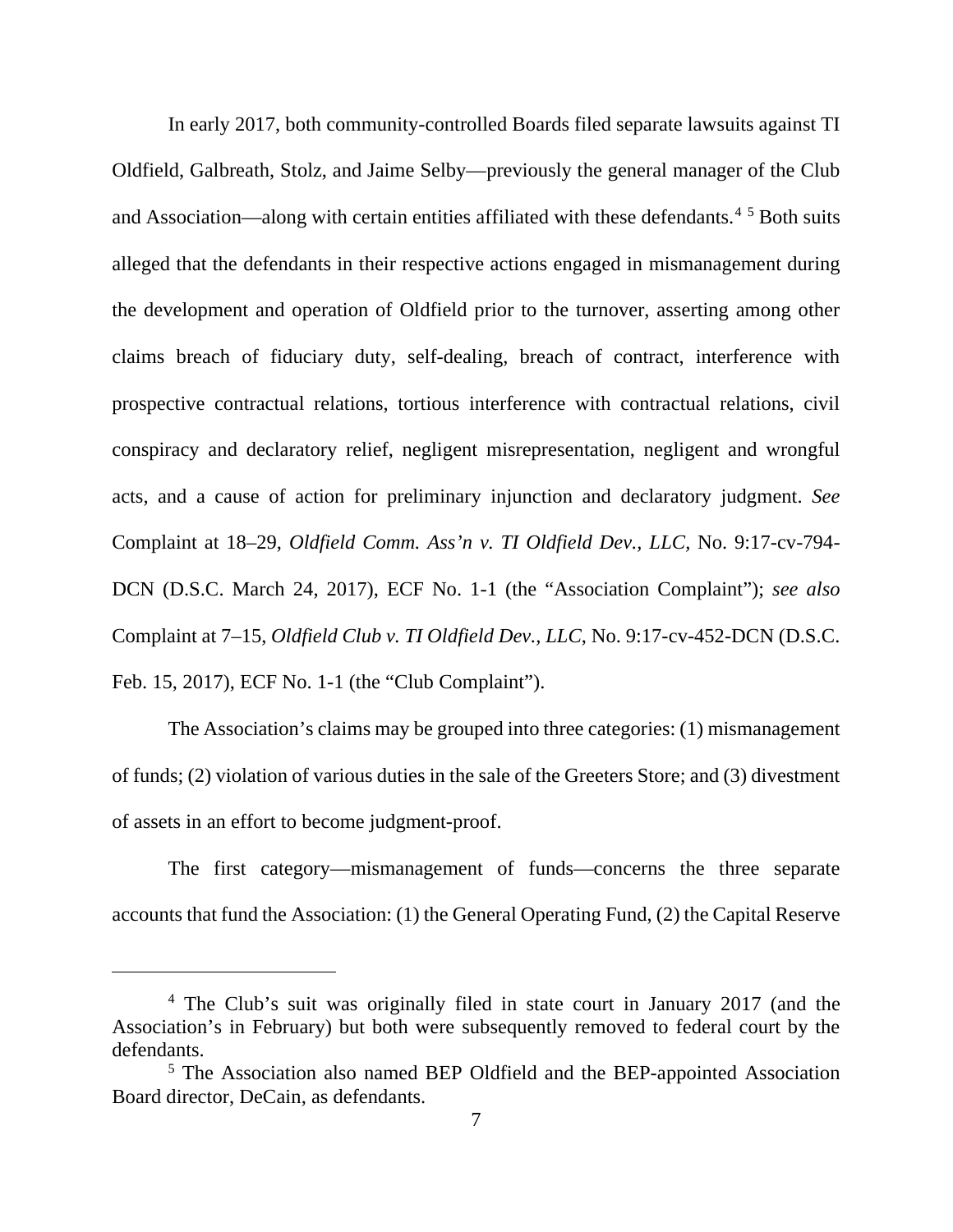In early 2017, both community-controlled Boards filed separate lawsuits against TI Oldfield, Galbreath, Stolz, and Jaime Selby—previously the general manager of the Club and Association—along with certain entities affiliated with these defendants.[4] [5] Both suits alleged that the defendants in their respective actions engaged in mismanagement during the development and operation of Oldfield prior to the turnover, asserting among other claims breach of fiduciary duty, self-dealing, breach of contract, interference with prospective contractual relations, tortious interference with contractual relations, civil conspiracy and declaratory relief, negligent misrepresentation, negligent and wrongful acts, and a cause of action for preliminary injunction and declaratory judgment. *See* Complaint at 18–29, *Oldfield Comm. Ass'n v. TI Oldfield Dev., LLC*, No. 9:17-cv-794-DCN (D.S.C. March 24, 2017), ECF No. 1-1 (the "Association Complaint"); *see also* Complaint at 7–15, *Oldfield Club v. TI Oldfield Dev., LLC*, No. 9:17-cv-452-DCN (D.S.C. Feb. 15, 2017), ECF No. 1-1 (the "Club Complaint").

The Association's claims may be grouped into three categories: (1) mismanagement of funds; (2) violation of various duties in the sale of the Greeters Store; and (3) divestment of assets in an effort to become judgment-proof.

The first category—mismanagement of funds—concerns the three separate accounts that fund the Association: (1) the General Operating Fund, (2) the Capital Reserve

---

[4] The Club's suit was originally filed in state court in January 2017 (and the Association's in February) but both were subsequently removed to federal court by the defendants.

[5] The Association also named BEP Oldfield and the BEP-appointed Association Board director, DeCain, as defendants.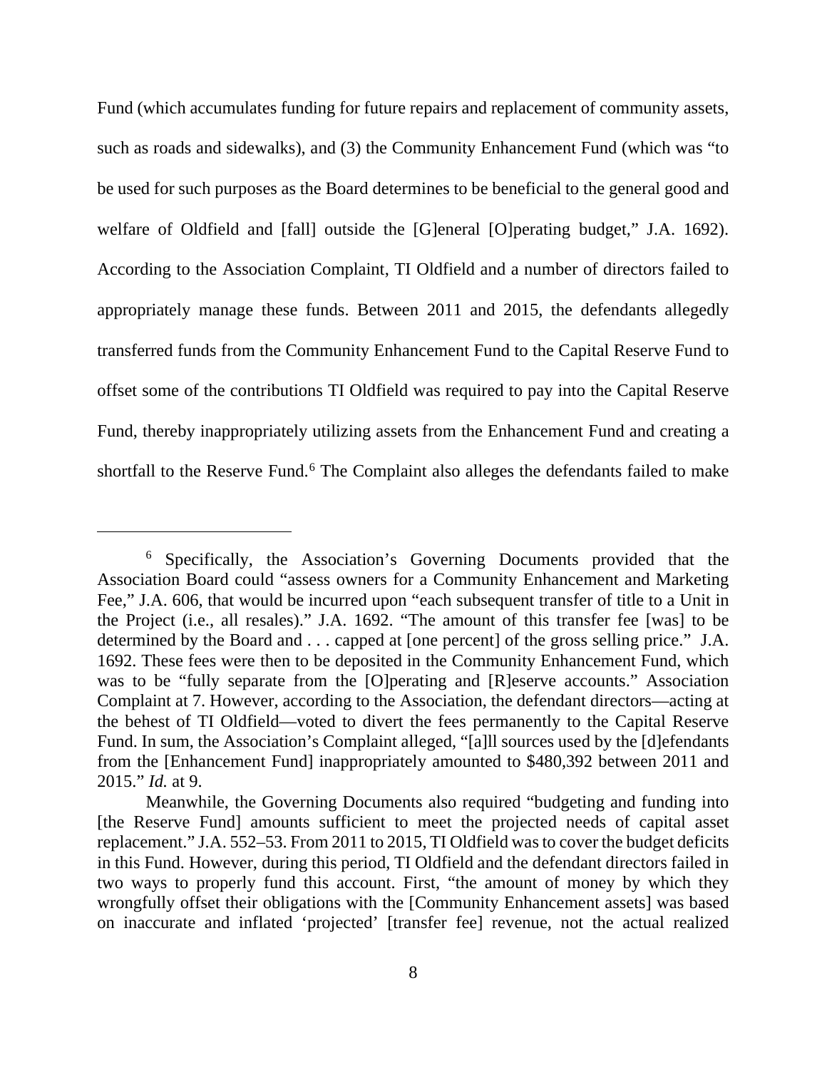Fund (which accumulates funding for future repairs and replacement of community assets, such as roads and sidewalks), and (3) the Community Enhancement Fund (which was "to be used for such purposes as the Board determines to be beneficial to the general good and welfare of Oldfield and [fall] outside the [G]eneral [O]perating budget," J.A. 1692). According to the Association Complaint, TI Oldfield and a number of directors failed to appropriately manage these funds. Between 2011 and 2015, the defendants allegedly transferred funds from the Community Enhancement Fund to the Capital Reserve Fund to offset some of the contributions TI Oldfield was required to pay into the Capital Reserve Fund, thereby inappropriately utilizing assets from the Enhancement Fund and creating a shortfall to the Reserve Fund.[6] The Complaint also alleges the defendants failed to make

---

[6] Specifically, the Association's Governing Documents provided that the Association Board could "assess owners for a Community Enhancement and Marketing Fee," J.A. 606, that would be incurred upon "each subsequent transfer of title to a Unit in the Project (i.e., all resales)." J.A. 1692. "The amount of this transfer fee [was] to be determined by the Board and . . . capped at [one percent] of the gross selling price." J.A. 1692. These fees were then to be deposited in the Community Enhancement Fund, which was to be "fully separate from the [O]perating and [R]eserve accounts." Association Complaint at 7. However, according to the Association, the defendant directors—acting at the behest of TI Oldfield—voted to divert the fees permanently to the Capital Reserve Fund. In sum, the Association's Complaint alleged, "[a]ll sources used by the [d]efendants from the [Enhancement Fund] inappropriately amounted to $480,392 between 2011 and 2015." *Id.* at 9.

Meanwhile, the Governing Documents also required "budgeting and funding into [the Reserve Fund] amounts sufficient to meet the projected needs of capital asset replacement." J.A. 552–53. From 2011 to 2015, TI Oldfield was to cover the budget deficits in this Fund. However, during this period, TI Oldfield and the defendant directors failed in two ways to properly fund this account. First, "the amount of money by which they wrongfully offset their obligations with the [Community Enhancement assets] was based on inaccurate and inflated 'projected' [transfer fee] revenue, not the actual realized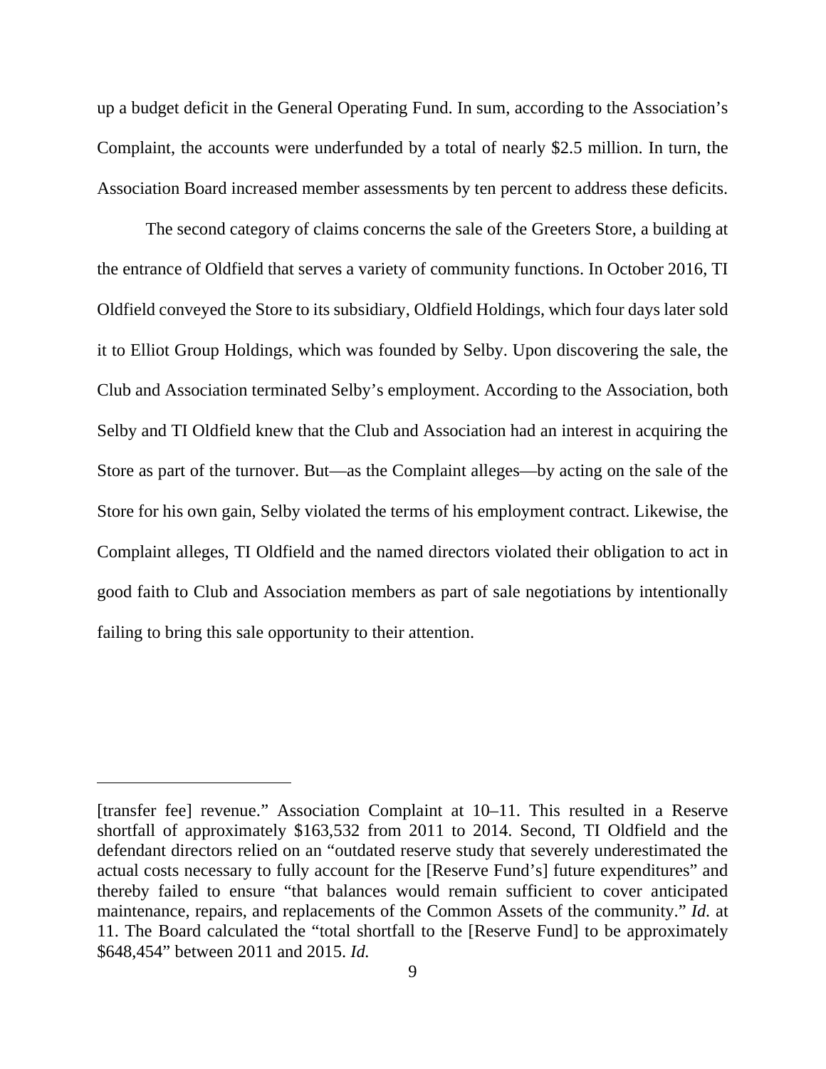up a budget deficit in the General Operating Fund. In sum, according to the Association's Complaint, the accounts were underfunded by a total of nearly $2.5 million. In turn, the Association Board increased member assessments by ten percent to address these deficits.

The second category of claims concerns the sale of the Greeters Store, a building at the entrance of Oldfield that serves a variety of community functions. In October 2016, TI Oldfield conveyed the Store to its subsidiary, Oldfield Holdings, which four days later sold it to Elliot Group Holdings, which was founded by Selby. Upon discovering the sale, the Club and Association terminated Selby's employment. According to the Association, both Selby and TI Oldfield knew that the Club and Association had an interest in acquiring the Store as part of the turnover. But—as the Complaint alleges—by acting on the sale of the Store for his own gain, Selby violated the terms of his employment contract. Likewise, the Complaint alleges, TI Oldfield and the named directors violated their obligation to act in good faith to Club and Association members as part of sale negotiations by intentionally failing to bring this sale opportunity to their attention.

---

[transfer fee] revenue." Association Complaint at 10–11. This resulted in a Reserve shortfall of approximately $163,532 from 2011 to 2014. Second, TI Oldfield and the defendant directors relied on an "outdated reserve study that severely underestimated the actual costs necessary to fully account for the [Reserve Fund's] future expenditures" and thereby failed to ensure "that balances would remain sufficient to cover anticipated maintenance, repairs, and replacements of the Common Assets of the community." *Id.* at 11. The Board calculated the "total shortfall to the [Reserve Fund] to be approximately $648,454" between 2011 and 2015. *Id.*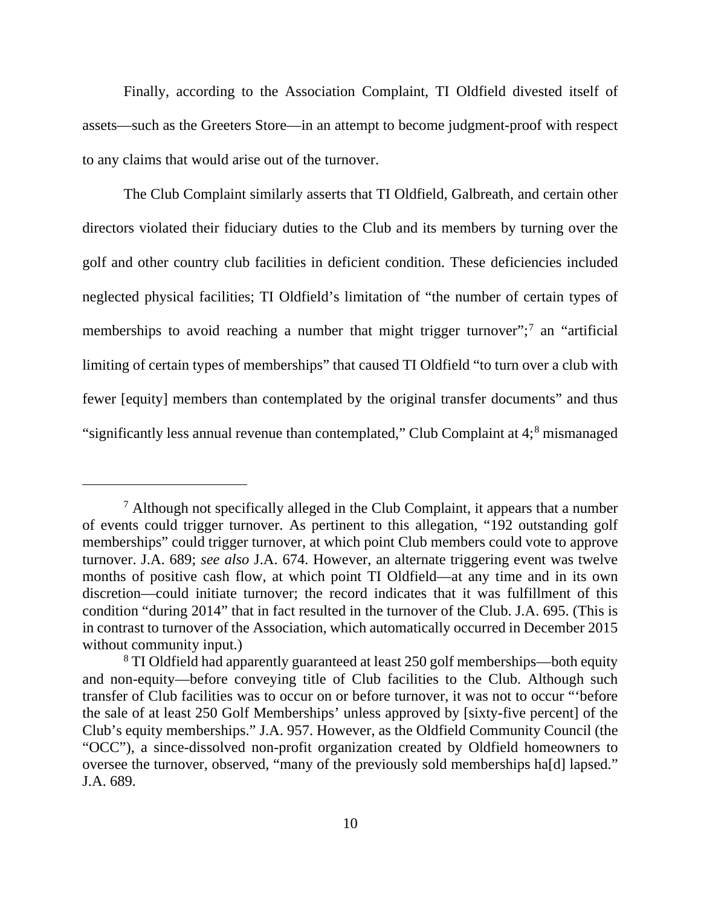Finally, according to the Association Complaint, TI Oldfield divested itself of assets—such as the Greeters Store—in an attempt to become judgment-proof with respect to any claims that would arise out of the turnover.

The Club Complaint similarly asserts that TI Oldfield, Galbreath, and certain other directors violated their fiduciary duties to the Club and its members by turning over the golf and other country club facilities in deficient condition. These deficiencies included neglected physical facilities; TI Oldfield's limitation of "the number of certain types of memberships to avoid reaching a number that might trigger turnover";[7] an "artificial limiting of certain types of memberships" that caused TI Oldfield "to turn over a club with fewer [equity] members than contemplated by the original transfer documents" and thus "significantly less annual revenue than contemplated," Club Complaint at 4;[8] mismanaged

---

[7] Although not specifically alleged in the Club Complaint, it appears that a number of events could trigger turnover. As pertinent to this allegation, "192 outstanding golf memberships" could trigger turnover, at which point Club members could vote to approve turnover. J.A. 689; *see also* J.A. 674. However, an alternate triggering event was twelve months of positive cash flow, at which point TI Oldfield—at any time and in its own discretion—could initiate turnover; the record indicates that it was fulfillment of this condition "during 2014" that in fact resulted in the turnover of the Club. J.A. 695. (This is in contrast to turnover of the Association, which automatically occurred in December 2015 without community input.)

[8] TI Oldfield had apparently guaranteed at least 250 golf memberships—both equity and non-equity—before conveying title of Club facilities to the Club. Although such transfer of Club facilities was to occur on or before turnover, it was not to occur "'before the sale of at least 250 Golf Memberships' unless approved by [sixty-five percent] of the Club's equity memberships." J.A. 957. However, as the Oldfield Community Council (the "OCC"), a since-dissolved non-profit organization created by Oldfield homeowners to oversee the turnover, observed, "many of the previously sold memberships ha[d] lapsed." J.A. 689.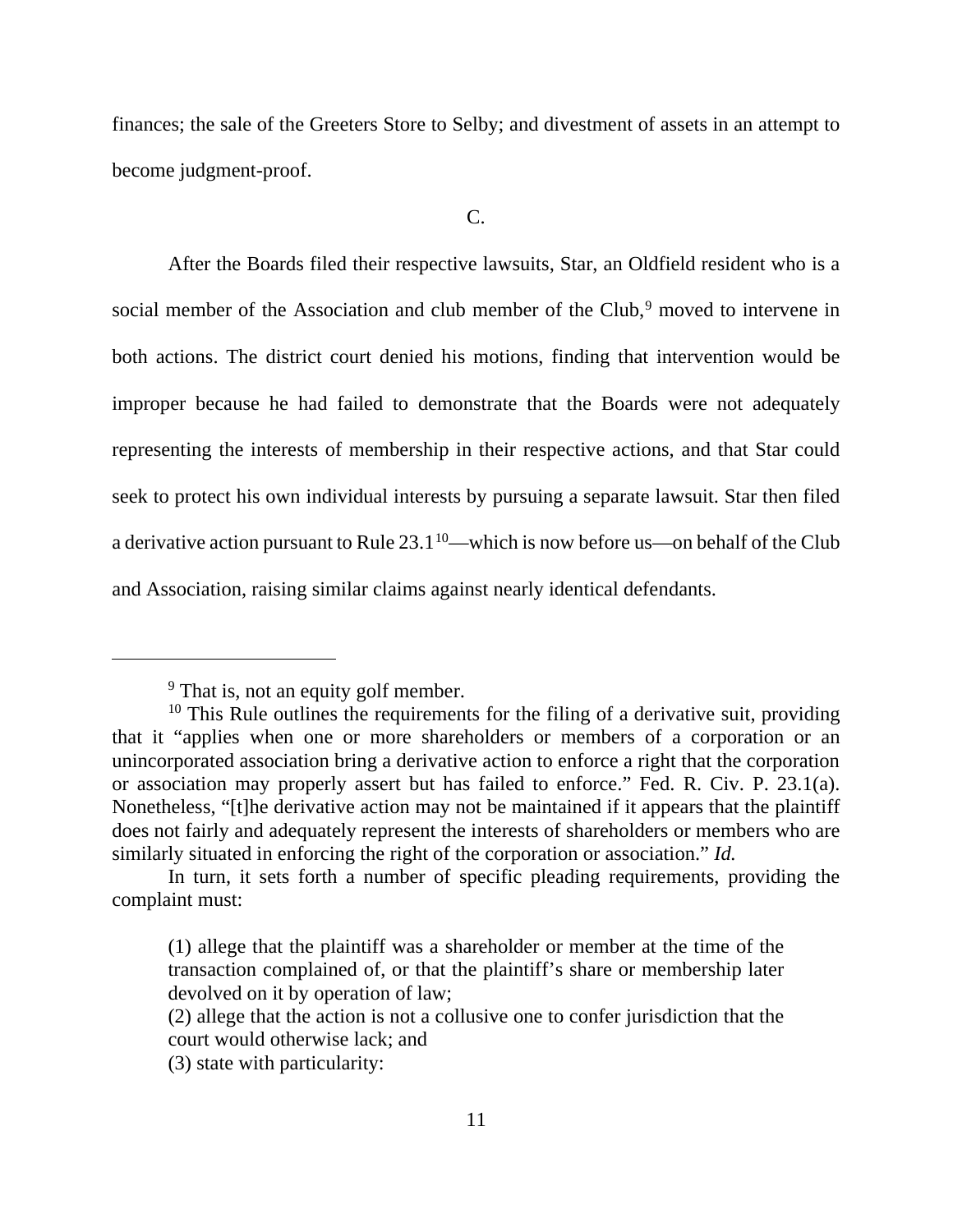finances; the sale of the Greeters Store to Selby; and divestment of assets in an attempt to become judgment-proof.

C.

After the Boards filed their respective lawsuits, Star, an Oldfield resident who is a social member of the Association and club member of the Club,[9] moved to intervene in both actions. The district court denied his motions, finding that intervention would be improper because he had failed to demonstrate that the Boards were not adequately representing the interests of membership in their respective actions, and that Star could seek to protect his own individual interests by pursuing a separate lawsuit. Star then filed a derivative action pursuant to Rule 23.1[10]—which is now before us—on behalf of the Club and Association, raising similar claims against nearly identical defendants.

---

[9] That is, not an equity golf member.

[10] This Rule outlines the requirements for the filing of a derivative suit, providing that it "applies when one or more shareholders or members of a corporation or an unincorporated association bring a derivative action to enforce a right that the corporation or association may properly assert but has failed to enforce." Fed. R. Civ. P. 23.1(a). Nonetheless, "[t]he derivative action may not be maintained if it appears that the plaintiff does not fairly and adequately represent the interests of shareholders or members who are similarly situated in enforcing the right of the corporation or association." *Id.*

In turn, it sets forth a number of specific pleading requirements, providing the complaint must:

> (1) allege that the plaintiff was a shareholder or member at the time of the transaction complained of, or that the plaintiff's share or membership later devolved on it by operation of law;
> (2) allege that the action is not a collusive one to confer jurisdiction that the court would otherwise lack; and
> (3) state with particularity: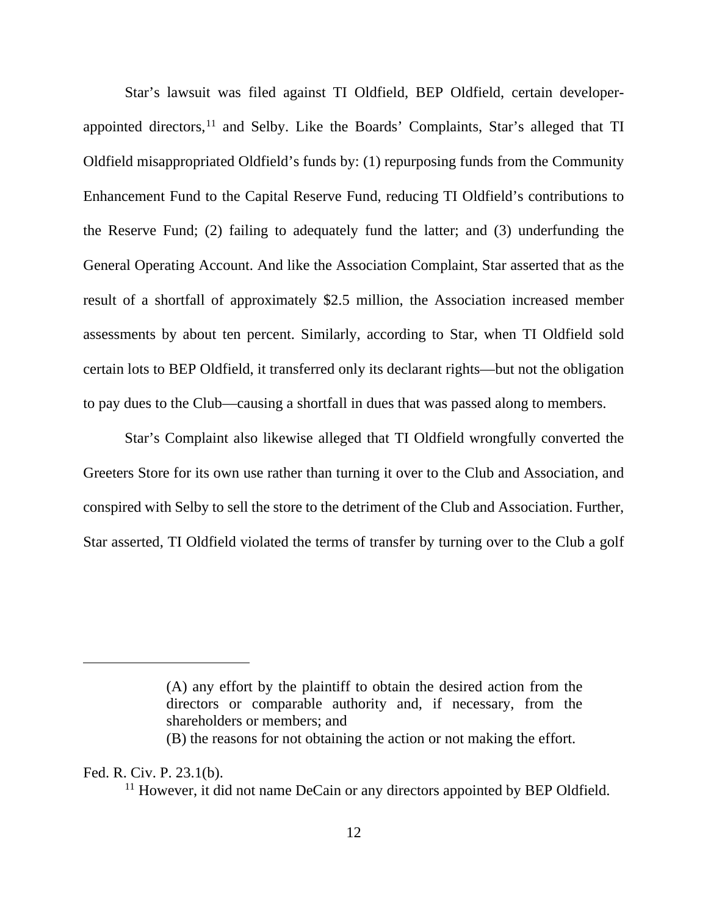Star's lawsuit was filed against TI Oldfield, BEP Oldfield, certain developer-appointed directors,[11] and Selby. Like the Boards' Complaints, Star's alleged that TI Oldfield misappropriated Oldfield's funds by: (1) repurposing funds from the Community Enhancement Fund to the Capital Reserve Fund, reducing TI Oldfield's contributions to the Reserve Fund; (2) failing to adequately fund the latter; and (3) underfunding the General Operating Account. And like the Association Complaint, Star asserted that as the result of a shortfall of approximately $2.5 million, the Association increased member assessments by about ten percent. Similarly, according to Star, when TI Oldfield sold certain lots to BEP Oldfield, it transferred only its declarant rights—but not the obligation to pay dues to the Club—causing a shortfall in dues that was passed along to members.

Star's Complaint also likewise alleged that TI Oldfield wrongfully converted the Greeters Store for its own use rather than turning it over to the Club and Association, and conspired with Selby to sell the store to the detriment of the Club and Association. Further, Star asserted, TI Oldfield violated the terms of transfer by turning over to the Club a golf

---

> (A) any effort by the plaintiff to obtain the desired action from the directors or comparable authority and, if necessary, from the shareholders or members; and
>
> (B) the reasons for not obtaining the action or not making the effort.

Fed. R. Civ. P. 23.1(b).

[11] However, it did not name DeCain or any directors appointed by BEP Oldfield.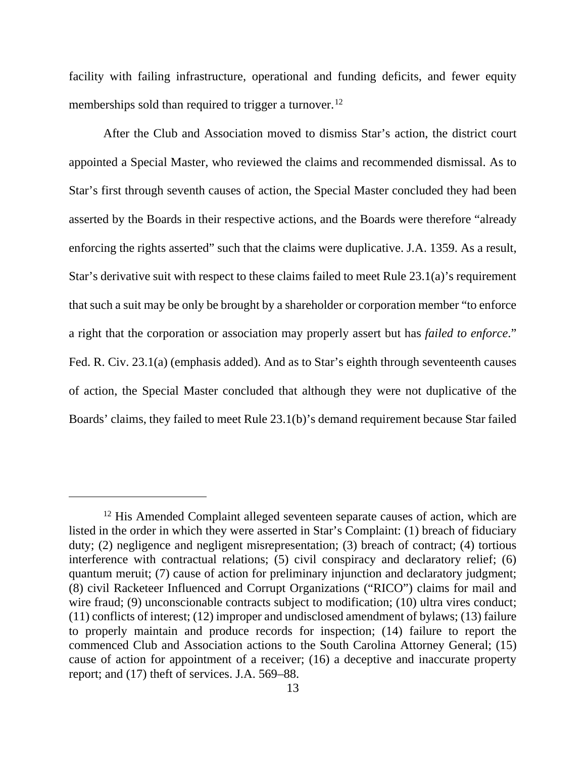facility with failing infrastructure, operational and funding deficits, and fewer equity memberships sold than required to trigger a turnover.[12]

After the Club and Association moved to dismiss Star's action, the district court appointed a Special Master, who reviewed the claims and recommended dismissal. As to Star's first through seventh causes of action, the Special Master concluded they had been asserted by the Boards in their respective actions, and the Boards were therefore "already enforcing the rights asserted" such that the claims were duplicative. J.A. 1359. As a result, Star's derivative suit with respect to these claims failed to meet Rule 23.1(a)'s requirement that such a suit may be only be brought by a shareholder or corporation member "to enforce a right that the corporation or association may properly assert but has *failed to enforce*." Fed. R. Civ. 23.1(a) (emphasis added). And as to Star's eighth through seventeenth causes of action, the Special Master concluded that although they were not duplicative of the Boards' claims, they failed to meet Rule 23.1(b)'s demand requirement because Star failed

---

[12] His Amended Complaint alleged seventeen separate causes of action, which are listed in the order in which they were asserted in Star's Complaint: (1) breach of fiduciary duty; (2) negligence and negligent misrepresentation; (3) breach of contract; (4) tortious interference with contractual relations; (5) civil conspiracy and declaratory relief; (6) quantum meruit; (7) cause of action for preliminary injunction and declaratory judgment; (8) civil Racketeer Influenced and Corrupt Organizations ("RICO") claims for mail and wire fraud; (9) unconscionable contracts subject to modification; (10) ultra vires conduct; (11) conflicts of interest; (12) improper and undisclosed amendment of bylaws; (13) failure to properly maintain and produce records for inspection; (14) failure to report the commenced Club and Association actions to the South Carolina Attorney General; (15) cause of action for appointment of a receiver; (16) a deceptive and inaccurate property report; and (17) theft of services. J.A. 569–88.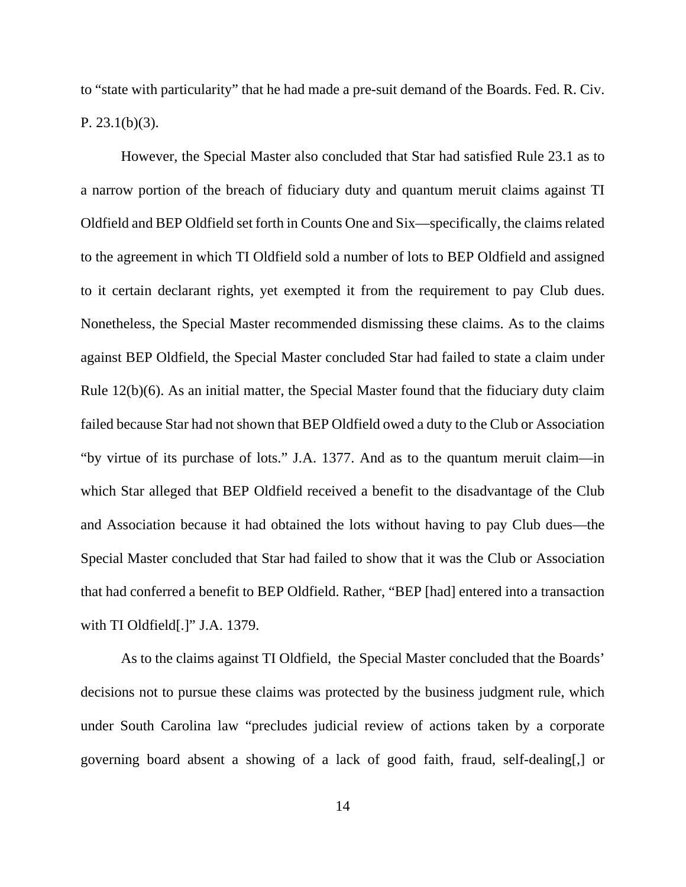to "state with particularity" that he had made a pre-suit demand of the Boards. Fed. R. Civ. P. 23.1(b)(3).

However, the Special Master also concluded that Star had satisfied Rule 23.1 as to a narrow portion of the breach of fiduciary duty and quantum meruit claims against TI Oldfield and BEP Oldfield set forth in Counts One and Six—specifically, the claims related to the agreement in which TI Oldfield sold a number of lots to BEP Oldfield and assigned to it certain declarant rights, yet exempted it from the requirement to pay Club dues. Nonetheless, the Special Master recommended dismissing these claims. As to the claims against BEP Oldfield, the Special Master concluded Star had failed to state a claim under Rule 12(b)(6). As an initial matter, the Special Master found that the fiduciary duty claim failed because Star had not shown that BEP Oldfield owed a duty to the Club or Association "by virtue of its purchase of lots." J.A. 1377. And as to the quantum meruit claim—in which Star alleged that BEP Oldfield received a benefit to the disadvantage of the Club and Association because it had obtained the lots without having to pay Club dues—the Special Master concluded that Star had failed to show that it was the Club or Association that had conferred a benefit to BEP Oldfield. Rather, "BEP [had] entered into a transaction with TI Oldfield[.]" J.A. 1379.

As to the claims against TI Oldfield, the Special Master concluded that the Boards' decisions not to pursue these claims was protected by the business judgment rule, which under South Carolina law "precludes judicial review of actions taken by a corporate governing board absent a showing of a lack of good faith, fraud, self-dealing[,] or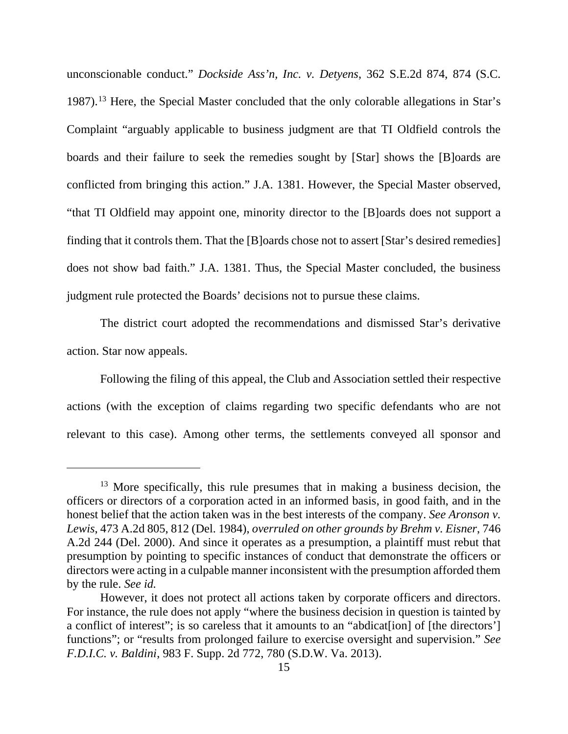unconscionable conduct." *Dockside Ass'n, Inc. v. Detyens*, 362 S.E.2d 874, 874 (S.C. 1987).[13] Here, the Special Master concluded that the only colorable allegations in Star's Complaint "arguably applicable to business judgment are that TI Oldfield controls the boards and their failure to seek the remedies sought by [Star] shows the [B]oards are conflicted from bringing this action." J.A. 1381. However, the Special Master observed, "that TI Oldfield may appoint one, minority director to the [B]oards does not support a finding that it controls them. That the [B]oards chose not to assert [Star's desired remedies] does not show bad faith." J.A. 1381. Thus, the Special Master concluded, the business judgment rule protected the Boards' decisions not to pursue these claims.

The district court adopted the recommendations and dismissed Star's derivative action. Star now appeals.

Following the filing of this appeal, the Club and Association settled their respective actions (with the exception of claims regarding two specific defendants who are not relevant to this case). Among other terms, the settlements conveyed all sponsor and

---

[13] More specifically, this rule presumes that in making a business decision, the officers or directors of a corporation acted in an informed basis, in good faith, and in the honest belief that the action taken was in the best interests of the company. *See Aronson v. Lewis*, 473 A.2d 805, 812 (Del. 1984), *overruled on other grounds by Brehm v. Eisner*, 746 A.2d 244 (Del. 2000). And since it operates as a presumption, a plaintiff must rebut that presumption by pointing to specific instances of conduct that demonstrate the officers or directors were acting in a culpable manner inconsistent with the presumption afforded them by the rule. *See id.*

However, it does not protect all actions taken by corporate officers and directors. For instance, the rule does not apply "where the business decision in question is tainted by a conflict of interest"; is so careless that it amounts to an "abdicat[ion] of [the directors'] functions"; or "results from prolonged failure to exercise oversight and supervision." *See F.D.I.C. v. Baldini*, 983 F. Supp. 2d 772, 780 (S.D.W. Va. 2013).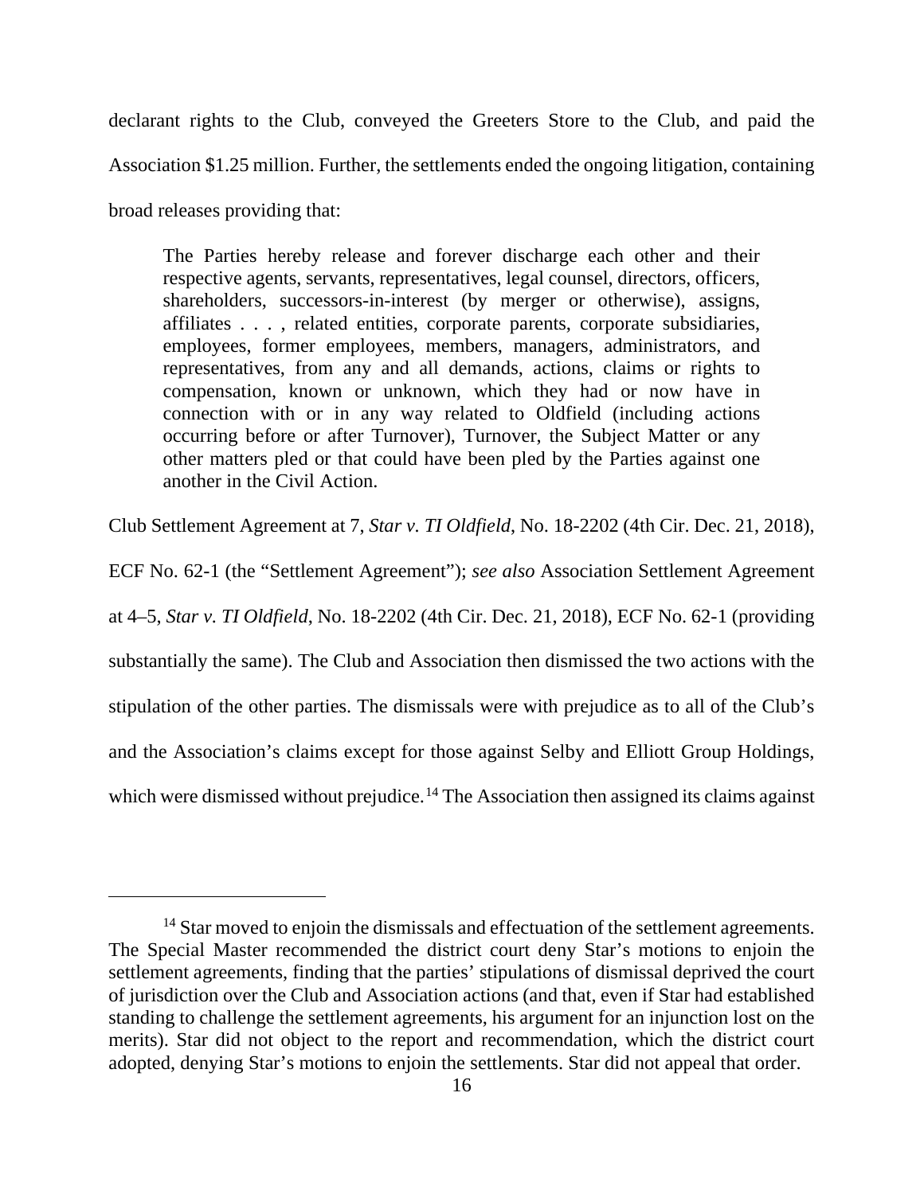declarant rights to the Club, conveyed the Greeters Store to the Club, and paid the Association $1.25 million. Further, the settlements ended the ongoing litigation, containing broad releases providing that:

> The Parties hereby release and forever discharge each other and their respective agents, servants, representatives, legal counsel, directors, officers, shareholders, successors-in-interest (by merger or otherwise), assigns, affiliates . . . , related entities, corporate parents, corporate subsidiaries, employees, former employees, members, managers, administrators, and representatives, from any and all demands, actions, claims or rights to compensation, known or unknown, which they had or now have in connection with or in any way related to Oldfield (including actions occurring before or after Turnover), Turnover, the Subject Matter or any other matters pled or that could have been pled by the Parties against one another in the Civil Action.

Club Settlement Agreement at 7, *Star v. TI Oldfield*, No. 18-2202 (4th Cir. Dec. 21, 2018), ECF No. 62-1 (the "Settlement Agreement"); *see also* Association Settlement Agreement at 4–5, *Star v. TI Oldfield*, No. 18-2202 (4th Cir. Dec. 21, 2018), ECF No. 62-1 (providing substantially the same). The Club and Association then dismissed the two actions with the stipulation of the other parties. The dismissals were with prejudice as to all of the Club's and the Association's claims except for those against Selby and Elliott Group Holdings, which were dismissed without prejudice.[14] The Association then assigned its claims against

[14] Star moved to enjoin the dismissals and effectuation of the settlement agreements. The Special Master recommended the district court deny Star's motions to enjoin the settlement agreements, finding that the parties' stipulations of dismissal deprived the court of jurisdiction over the Club and Association actions (and that, even if Star had established standing to challenge the settlement agreements, his argument for an injunction lost on the merits). Star did not object to the report and recommendation, which the district court adopted, denying Star's motions to enjoin the settlements. Star did not appeal that order.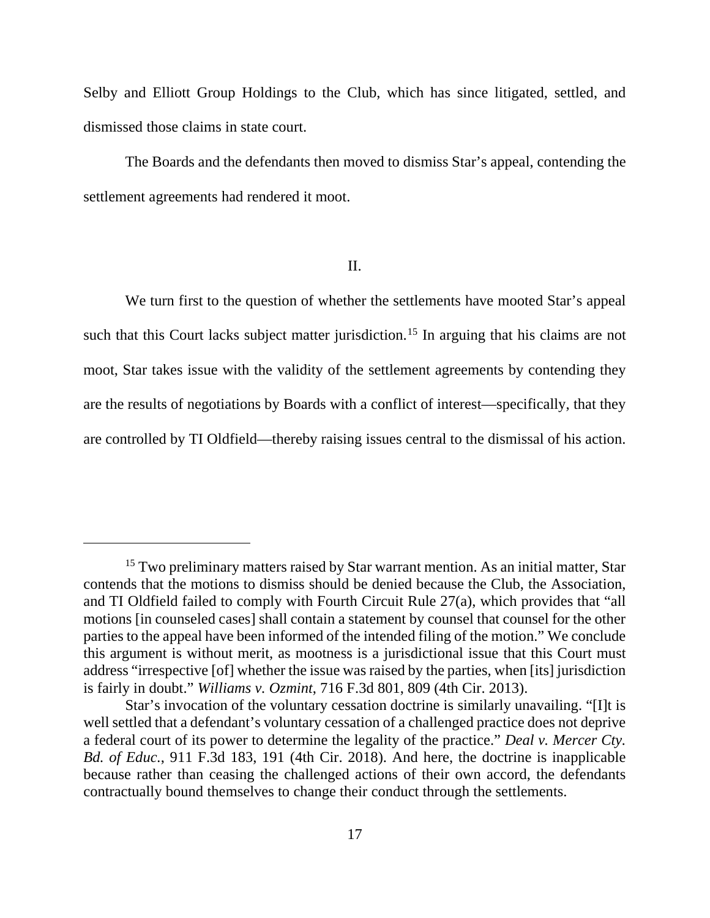Selby and Elliott Group Holdings to the Club, which has since litigated, settled, and dismissed those claims in state court.

The Boards and the defendants then moved to dismiss Star's appeal, contending the settlement agreements had rendered it moot.

## II.

We turn first to the question of whether the settlements have mooted Star's appeal such that this Court lacks subject matter jurisdiction.[15] In arguing that his claims are not moot, Star takes issue with the validity of the settlement agreements by contending they are the results of negotiations by Boards with a conflict of interest—specifically, that they are controlled by TI Oldfield—thereby raising issues central to the dismissal of his action.

---

[15] Two preliminary matters raised by Star warrant mention. As an initial matter, Star contends that the motions to dismiss should be denied because the Club, the Association, and TI Oldfield failed to comply with Fourth Circuit Rule 27(a), which provides that "all motions [in counseled cases] shall contain a statement by counsel that counsel for the other parties to the appeal have been informed of the intended filing of the motion." We conclude this argument is without merit, as mootness is a jurisdictional issue that this Court must address "irrespective [of] whether the issue was raised by the parties, when [its] jurisdiction is fairly in doubt." *Williams v. Ozmint*, 716 F.3d 801, 809 (4th Cir. 2013).

Star's invocation of the voluntary cessation doctrine is similarly unavailing. "[I]t is well settled that a defendant's voluntary cessation of a challenged practice does not deprive a federal court of its power to determine the legality of the practice." *Deal v. Mercer Cty. Bd. of Educ.*, 911 F.3d 183, 191 (4th Cir. 2018). And here, the doctrine is inapplicable because rather than ceasing the challenged actions of their own accord, the defendants contractually bound themselves to change their conduct through the settlements.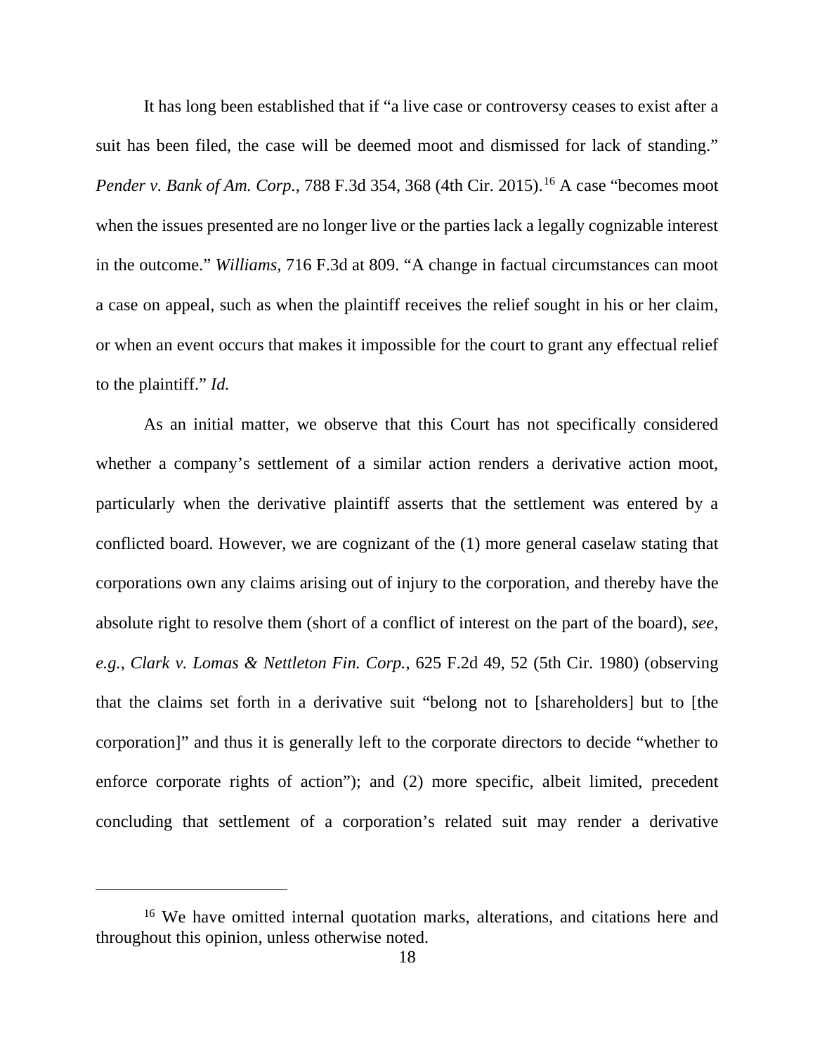It has long been established that if "a live case or controversy ceases to exist after a suit has been filed, the case will be deemed moot and dismissed for lack of standing." *Pender v. Bank of Am. Corp.*, 788 F.3d 354, 368 (4th Cir. 2015).[16] A case "becomes moot when the issues presented are no longer live or the parties lack a legally cognizable interest in the outcome." *Williams*, 716 F.3d at 809. "A change in factual circumstances can moot a case on appeal, such as when the plaintiff receives the relief sought in his or her claim, or when an event occurs that makes it impossible for the court to grant any effectual relief to the plaintiff." *Id.*

As an initial matter, we observe that this Court has not specifically considered whether a company's settlement of a similar action renders a derivative action moot, particularly when the derivative plaintiff asserts that the settlement was entered by a conflicted board. However, we are cognizant of the (1) more general caselaw stating that corporations own any claims arising out of injury to the corporation, and thereby have the absolute right to resolve them (short of a conflict of interest on the part of the board), *see, e.g.*, *Clark v. Lomas & Nettleton Fin. Corp.*, 625 F.2d 49, 52 (5th Cir. 1980) (observing that the claims set forth in a derivative suit "belong not to [shareholders] but to [the corporation]" and thus it is generally left to the corporate directors to decide "whether to enforce corporate rights of action"); and (2) more specific, albeit limited, precedent concluding that settlement of a corporation's related suit may render a derivative

[16] We have omitted internal quotation marks, alterations, and citations here and throughout this opinion, unless otherwise noted.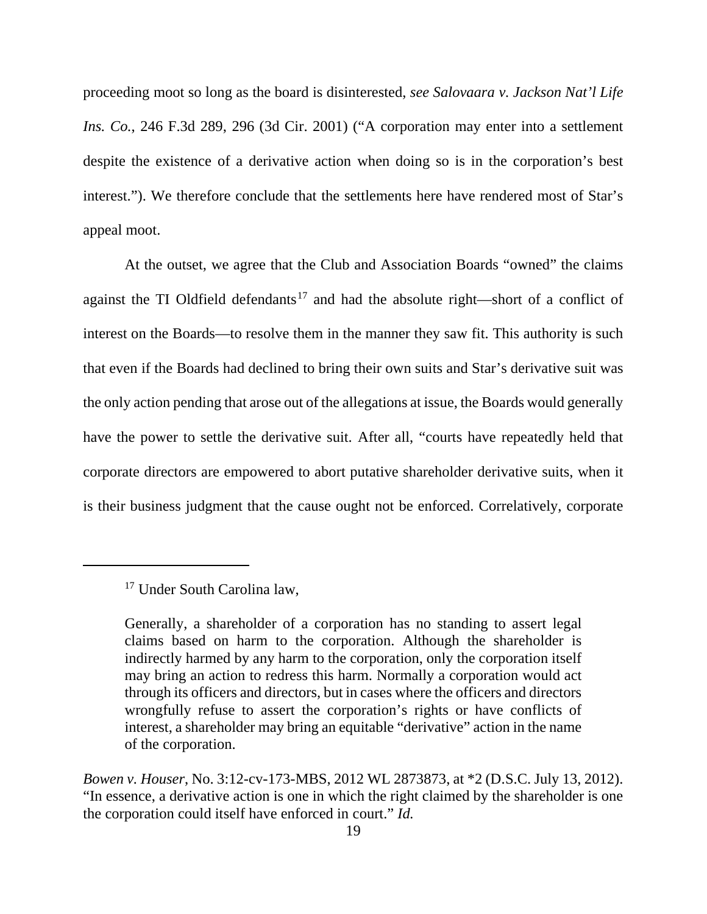proceeding moot so long as the board is disinterested, *see Salovaara v. Jackson Nat'l Life Ins. Co.*, 246 F.3d 289, 296 (3d Cir. 2001) ("A corporation may enter into a settlement despite the existence of a derivative action when doing so is in the corporation's best interest."). We therefore conclude that the settlements here have rendered most of Star's appeal moot.

At the outset, we agree that the Club and Association Boards "owned" the claims against the TI Oldfield defendants[17] and had the absolute right—short of a conflict of interest on the Boards—to resolve them in the manner they saw fit. This authority is such that even if the Boards had declined to bring their own suits and Star's derivative suit was the only action pending that arose out of the allegations at issue, the Boards would generally have the power to settle the derivative suit. After all, "courts have repeatedly held that corporate directors are empowered to abort putative shareholder derivative suits, when it is their business judgment that the cause ought not be enforced. Correlatively, corporate

---

[17] Under South Carolina law,

> Generally, a shareholder of a corporation has no standing to assert legal claims based on harm to the corporation. Although the shareholder is indirectly harmed by any harm to the corporation, only the corporation itself may bring an action to redress this harm. Normally a corporation would act through its officers and directors, but in cases where the officers and directors wrongfully refuse to assert the corporation's rights or have conflicts of interest, a shareholder may bring an equitable "derivative" action in the name of the corporation.

*Bowen v. Houser*, No. 3:12-cv-173-MBS, 2012 WL 2873873, at *2 (D.S.C. July 13, 2012). "In essence, a derivative action is one in which the right claimed by the shareholder is one the corporation could itself have enforced in court." *Id.*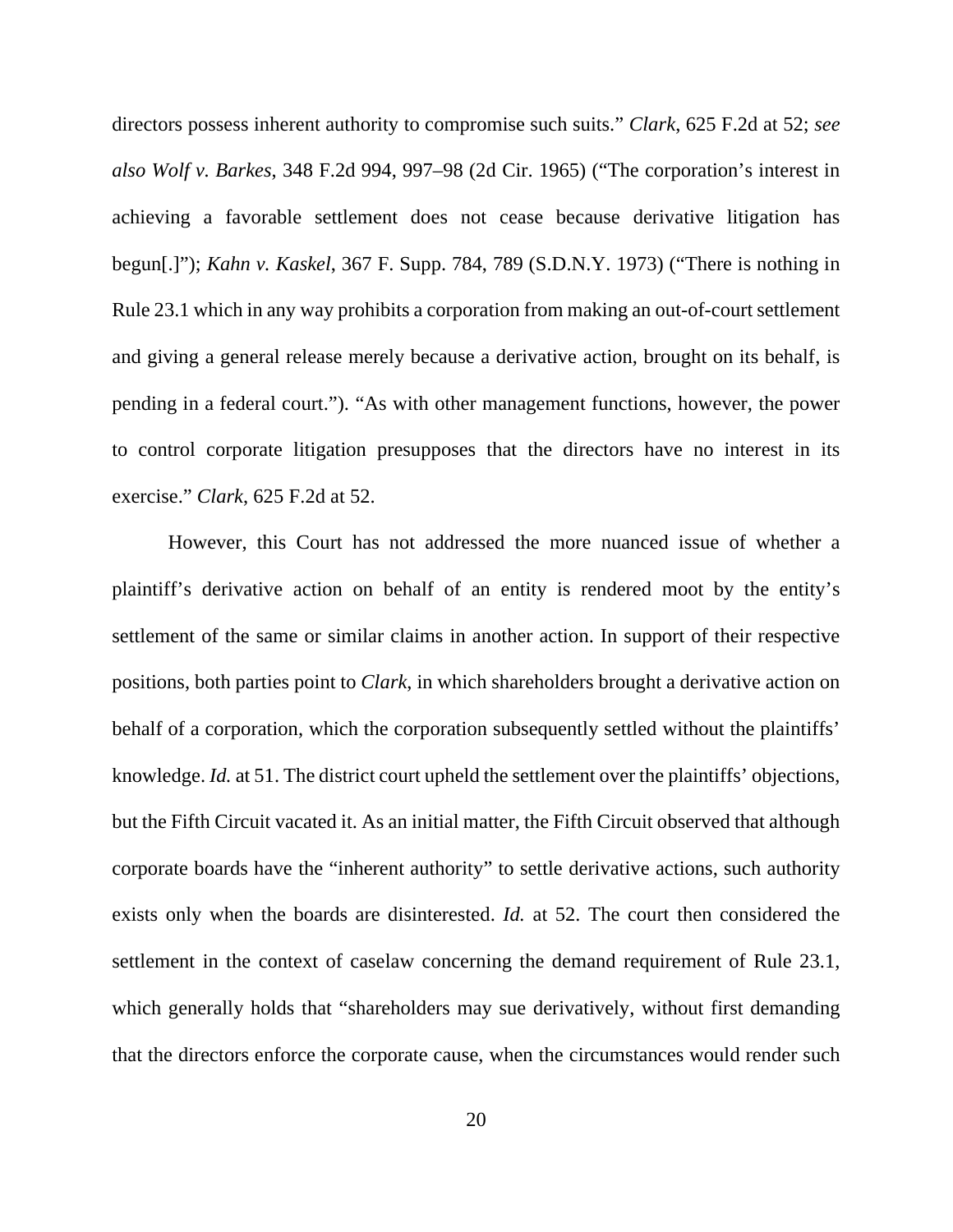directors possess inherent authority to compromise such suits." *Clark*, 625 F.2d at 52; *see also Wolf v. Barkes*, 348 F.2d 994, 997–98 (2d Cir. 1965) ("The corporation's interest in achieving a favorable settlement does not cease because derivative litigation has begun[.]"); *Kahn v. Kaskel*, 367 F. Supp. 784, 789 (S.D.N.Y. 1973) ("There is nothing in Rule 23.1 which in any way prohibits a corporation from making an out-of-court settlement and giving a general release merely because a derivative action, brought on its behalf, is pending in a federal court."). "As with other management functions, however, the power to control corporate litigation presupposes that the directors have no interest in its exercise." *Clark*, 625 F.2d at 52.

However, this Court has not addressed the more nuanced issue of whether a plaintiff's derivative action on behalf of an entity is rendered moot by the entity's settlement of the same or similar claims in another action. In support of their respective positions, both parties point to *Clark*, in which shareholders brought a derivative action on behalf of a corporation, which the corporation subsequently settled without the plaintiffs' knowledge. *Id.* at 51. The district court upheld the settlement over the plaintiffs' objections, but the Fifth Circuit vacated it. As an initial matter, the Fifth Circuit observed that although corporate boards have the "inherent authority" to settle derivative actions, such authority exists only when the boards are disinterested. *Id.* at 52. The court then considered the settlement in the context of caselaw concerning the demand requirement of Rule 23.1, which generally holds that "shareholders may sue derivatively, without first demanding that the directors enforce the corporate cause, when the circumstances would render such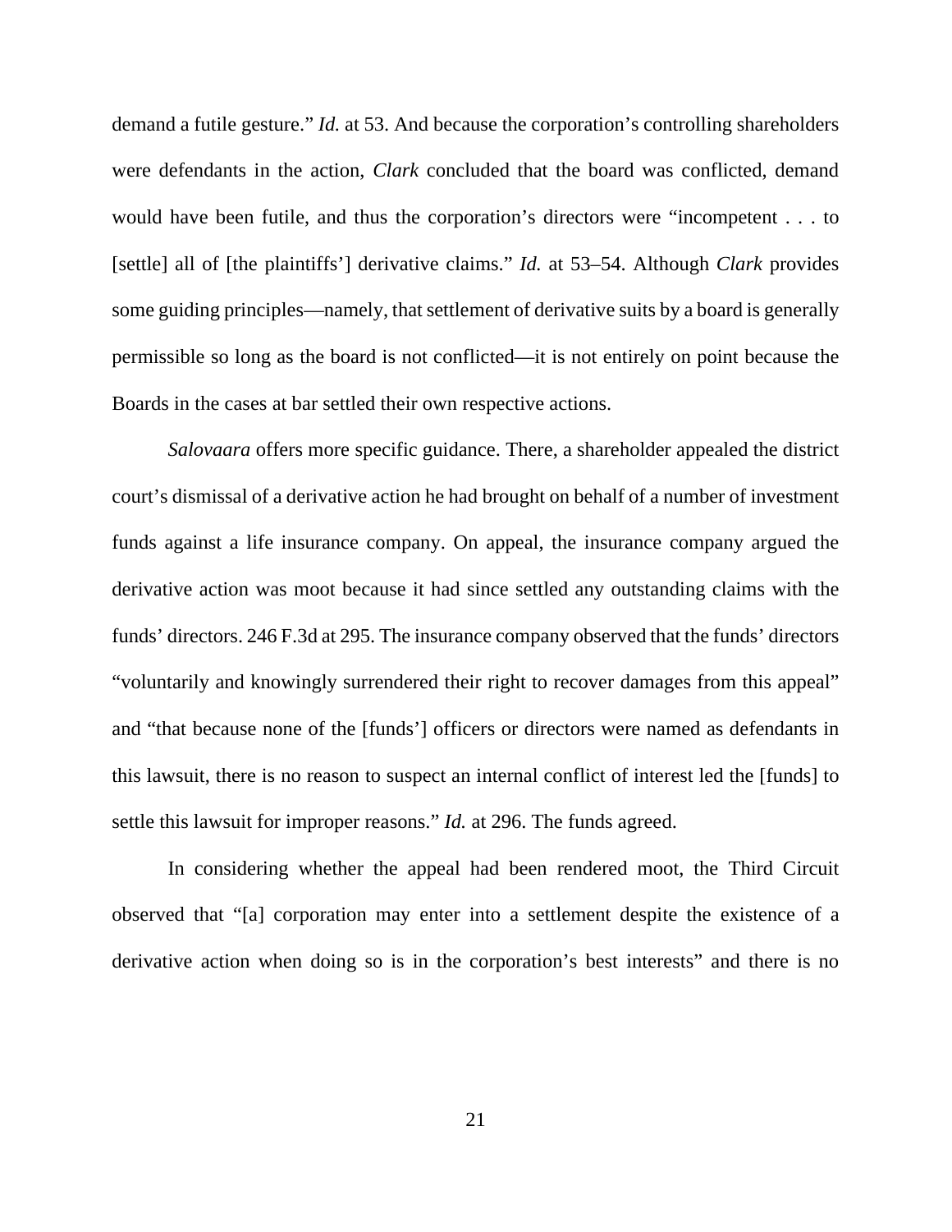demand a futile gesture." *Id.* at 53. And because the corporation's controlling shareholders were defendants in the action, *Clark* concluded that the board was conflicted, demand would have been futile, and thus the corporation's directors were "incompetent . . . to [settle] all of [the plaintiffs'] derivative claims." *Id.* at 53–54. Although *Clark* provides some guiding principles—namely, that settlement of derivative suits by a board is generally permissible so long as the board is not conflicted—it is not entirely on point because the Boards in the cases at bar settled their own respective actions.

*Salovaara* offers more specific guidance. There, a shareholder appealed the district court's dismissal of a derivative action he had brought on behalf of a number of investment funds against a life insurance company. On appeal, the insurance company argued the derivative action was moot because it had since settled any outstanding claims with the funds' directors. 246 F.3d at 295. The insurance company observed that the funds' directors "voluntarily and knowingly surrendered their right to recover damages from this appeal" and "that because none of the [funds'] officers or directors were named as defendants in this lawsuit, there is no reason to suspect an internal conflict of interest led the [funds] to settle this lawsuit for improper reasons." *Id.* at 296. The funds agreed.

In considering whether the appeal had been rendered moot, the Third Circuit observed that "[a] corporation may enter into a settlement despite the existence of a derivative action when doing so is in the corporation's best interests" and there is no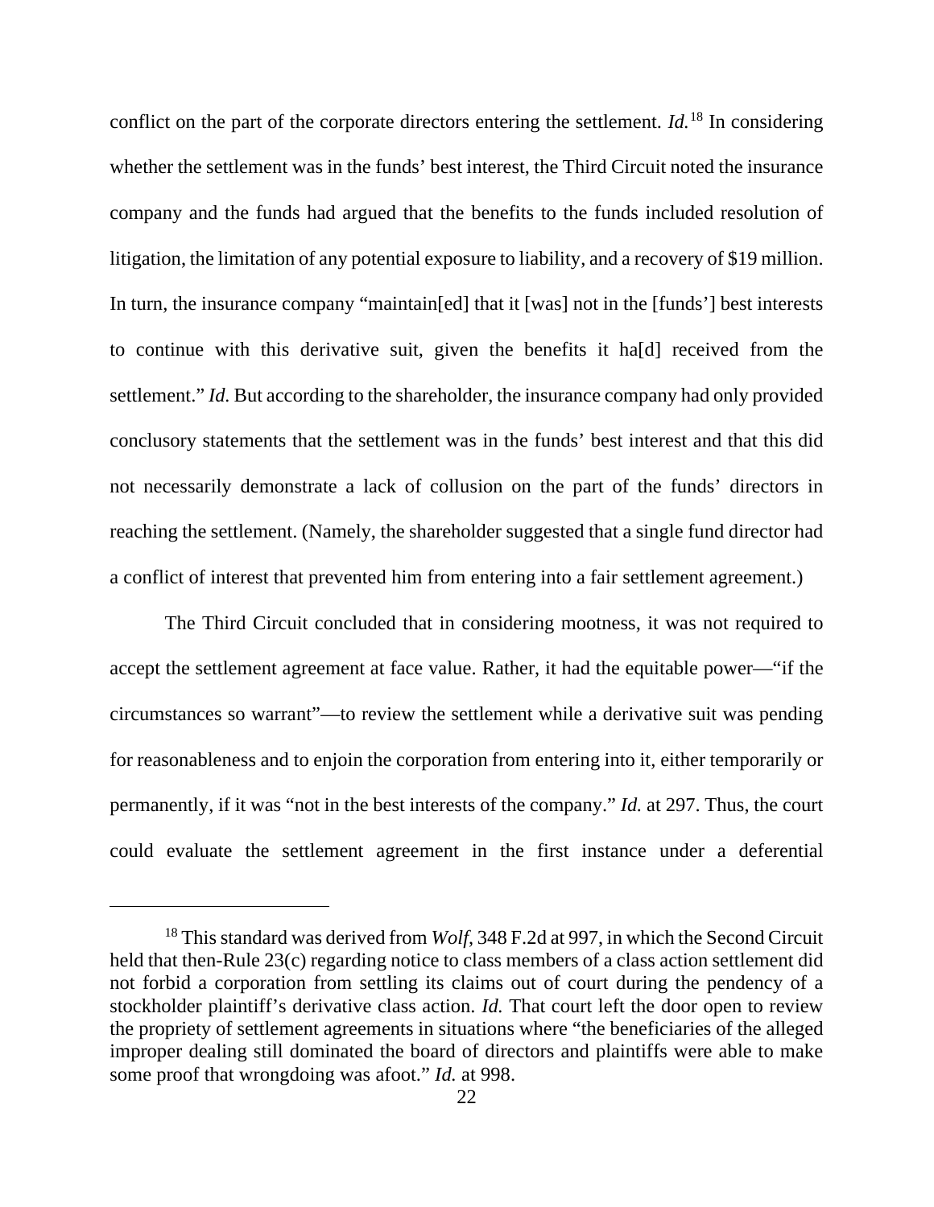conflict on the part of the corporate directors entering the settlement. *Id.*[18] In considering whether the settlement was in the funds' best interest, the Third Circuit noted the insurance company and the funds had argued that the benefits to the funds included resolution of litigation, the limitation of any potential exposure to liability, and a recovery of $19 million. In turn, the insurance company "maintain[ed] that it [was] not in the [funds'] best interests to continue with this derivative suit, given the benefits it ha[d] received from the settlement." *Id.* But according to the shareholder, the insurance company had only provided conclusory statements that the settlement was in the funds' best interest and that this did not necessarily demonstrate a lack of collusion on the part of the funds' directors in reaching the settlement. (Namely, the shareholder suggested that a single fund director had a conflict of interest that prevented him from entering into a fair settlement agreement.)

The Third Circuit concluded that in considering mootness, it was not required to accept the settlement agreement at face value. Rather, it had the equitable power—"if the circumstances so warrant"—to review the settlement while a derivative suit was pending for reasonableness and to enjoin the corporation from entering into it, either temporarily or permanently, if it was "not in the best interests of the company." *Id.* at 297. Thus, the court could evaluate the settlement agreement in the first instance under a deferential

---

[18] This standard was derived from *Wolf*, 348 F.2d at 997, in which the Second Circuit held that then-Rule 23(c) regarding notice to class members of a class action settlement did not forbid a corporation from settling its claims out of court during the pendency of a stockholder plaintiff's derivative class action. *Id.* That court left the door open to review the propriety of settlement agreements in situations where "the beneficiaries of the alleged improper dealing still dominated the board of directors and plaintiffs were able to make some proof that wrongdoing was afoot." *Id.* at 998.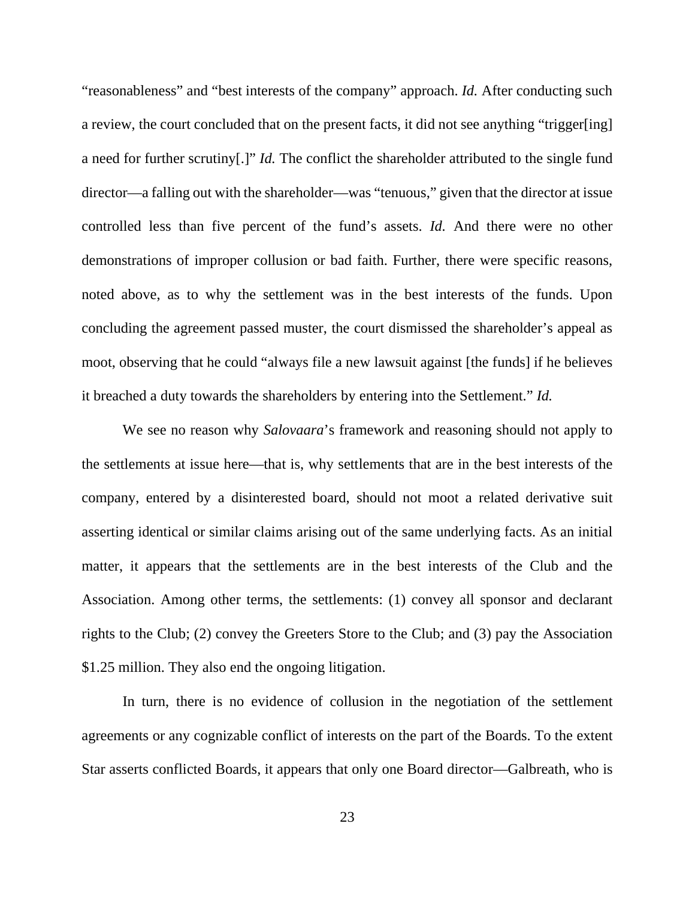"reasonableness" and "best interests of the company" approach. *Id.* After conducting such a review, the court concluded that on the present facts, it did not see anything "trigger[ing] a need for further scrutiny[.]" *Id.* The conflict the shareholder attributed to the single fund director—a falling out with the shareholder—was "tenuous," given that the director at issue controlled less than five percent of the fund's assets. *Id.* And there were no other demonstrations of improper collusion or bad faith. Further, there were specific reasons, noted above, as to why the settlement was in the best interests of the funds. Upon concluding the agreement passed muster, the court dismissed the shareholder's appeal as moot, observing that he could "always file a new lawsuit against [the funds] if he believes it breached a duty towards the shareholders by entering into the Settlement." *Id.*

We see no reason why *Salovaara*'s framework and reasoning should not apply to the settlements at issue here—that is, why settlements that are in the best interests of the company, entered by a disinterested board, should not moot a related derivative suit asserting identical or similar claims arising out of the same underlying facts. As an initial matter, it appears that the settlements are in the best interests of the Club and the Association. Among other terms, the settlements: (1) convey all sponsor and declarant rights to the Club; (2) convey the Greeters Store to the Club; and (3) pay the Association $1.25 million. They also end the ongoing litigation.

In turn, there is no evidence of collusion in the negotiation of the settlement agreements or any cognizable conflict of interests on the part of the Boards. To the extent Star asserts conflicted Boards, it appears that only one Board director—Galbreath, who is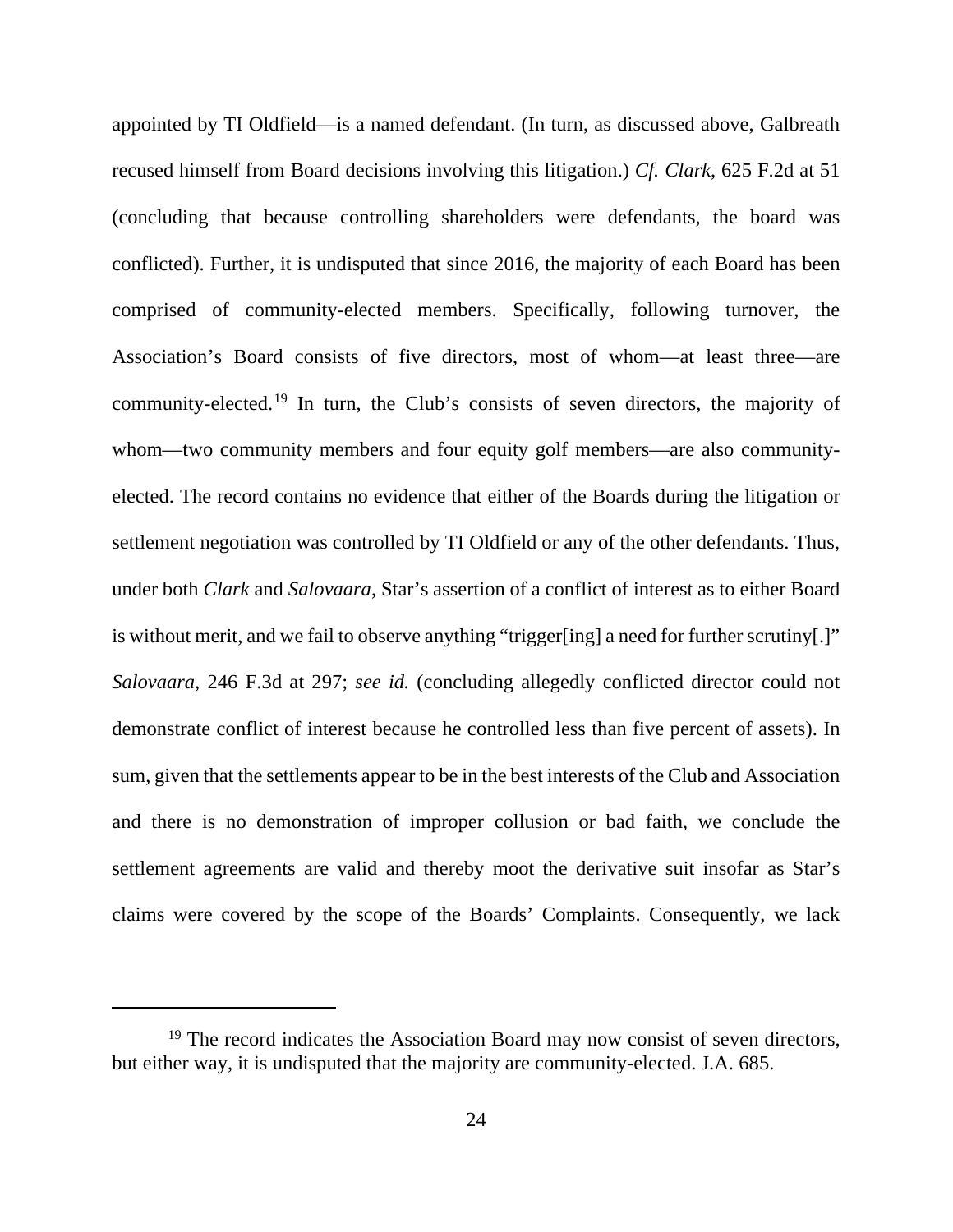appointed by TI Oldfield—is a named defendant. (In turn, as discussed above, Galbreath recused himself from Board decisions involving this litigation.) *Cf. Clark*, 625 F.2d at 51 (concluding that because controlling shareholders were defendants, the board was conflicted). Further, it is undisputed that since 2016, the majority of each Board has been comprised of community-elected members. Specifically, following turnover, the Association's Board consists of five directors, most of whom—at least three—are community-elected.[19] In turn, the Club's consists of seven directors, the majority of whom—two community members and four equity golf members—are also community-elected. The record contains no evidence that either of the Boards during the litigation or settlement negotiation was controlled by TI Oldfield or any of the other defendants. Thus, under both *Clark* and *Salovaara*, Star's assertion of a conflict of interest as to either Board is without merit, and we fail to observe anything "trigger[ing] a need for further scrutiny[.]" *Salovaara*, 246 F.3d at 297; *see id.* (concluding allegedly conflicted director could not demonstrate conflict of interest because he controlled less than five percent of assets). In sum, given that the settlements appear to be in the best interests of the Club and Association and there is no demonstration of improper collusion or bad faith, we conclude the settlement agreements are valid and thereby moot the derivative suit insofar as Star's claims were covered by the scope of the Boards' Complaints. Consequently, we lack

---

[19] The record indicates the Association Board may now consist of seven directors, but either way, it is undisputed that the majority are community-elected. J.A. 685.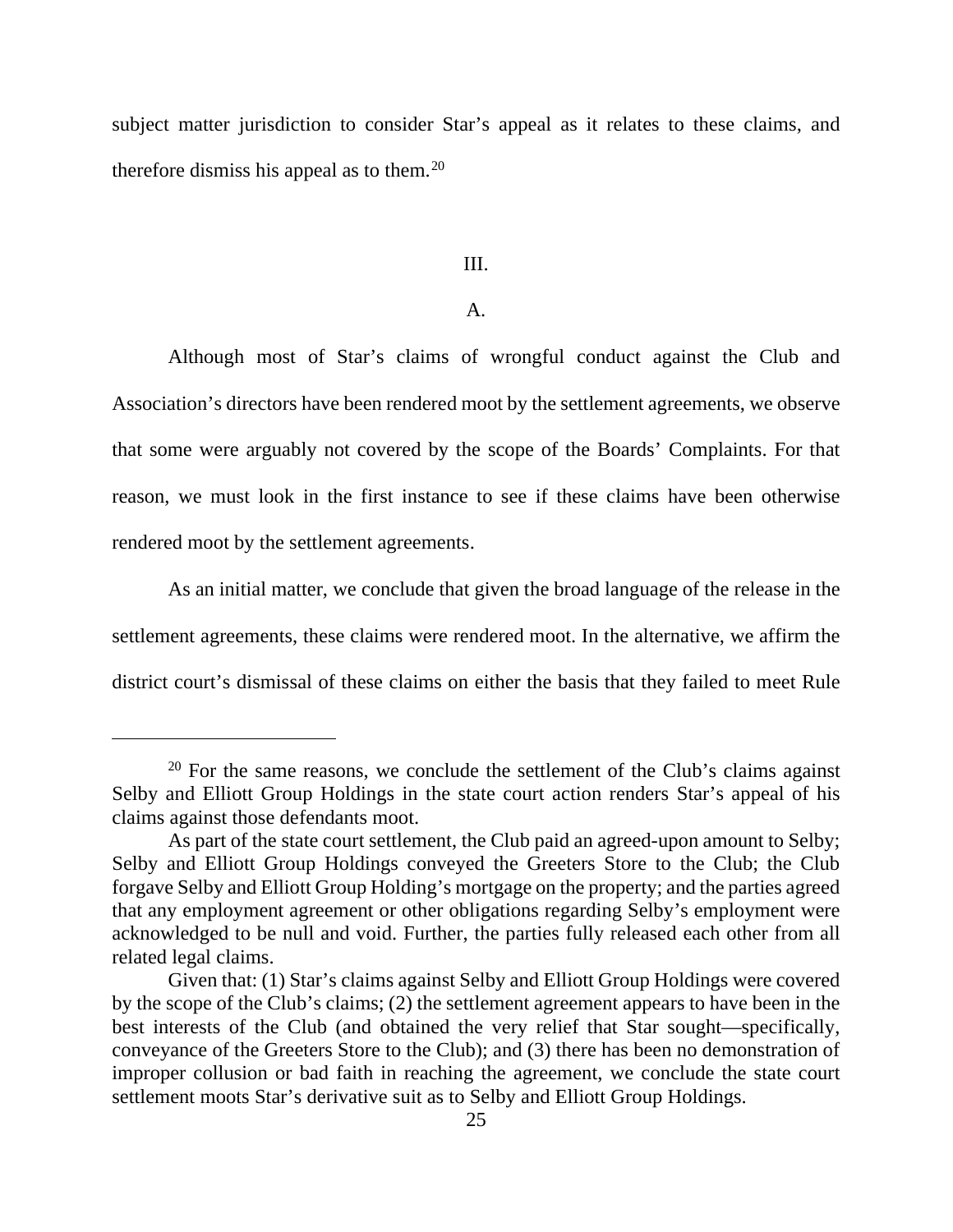subject matter jurisdiction to consider Star's appeal as it relates to these claims, and therefore dismiss his appeal as to them.[20]

## III.

### A.

Although most of Star's claims of wrongful conduct against the Club and Association's directors have been rendered moot by the settlement agreements, we observe that some were arguably not covered by the scope of the Boards' Complaints. For that reason, we must look in the first instance to see if these claims have been otherwise rendered moot by the settlement agreements.

As an initial matter, we conclude that given the broad language of the release in the settlement agreements, these claims were rendered moot. In the alternative, we affirm the district court's dismissal of these claims on either the basis that they failed to meet Rule

---

[20] For the same reasons, we conclude the settlement of the Club's claims against Selby and Elliott Group Holdings in the state court action renders Star's appeal of his claims against those defendants moot.

As part of the state court settlement, the Club paid an agreed-upon amount to Selby; Selby and Elliott Group Holdings conveyed the Greeters Store to the Club; the Club forgave Selby and Elliott Group Holding's mortgage on the property; and the parties agreed that any employment agreement or other obligations regarding Selby's employment were acknowledged to be null and void. Further, the parties fully released each other from all related legal claims.

Given that: (1) Star's claims against Selby and Elliott Group Holdings were covered by the scope of the Club's claims; (2) the settlement agreement appears to have been in the best interests of the Club (and obtained the very relief that Star sought—specifically, conveyance of the Greeters Store to the Club); and (3) there has been no demonstration of improper collusion or bad faith in reaching the agreement, we conclude the state court settlement moots Star's derivative suit as to Selby and Elliott Group Holdings.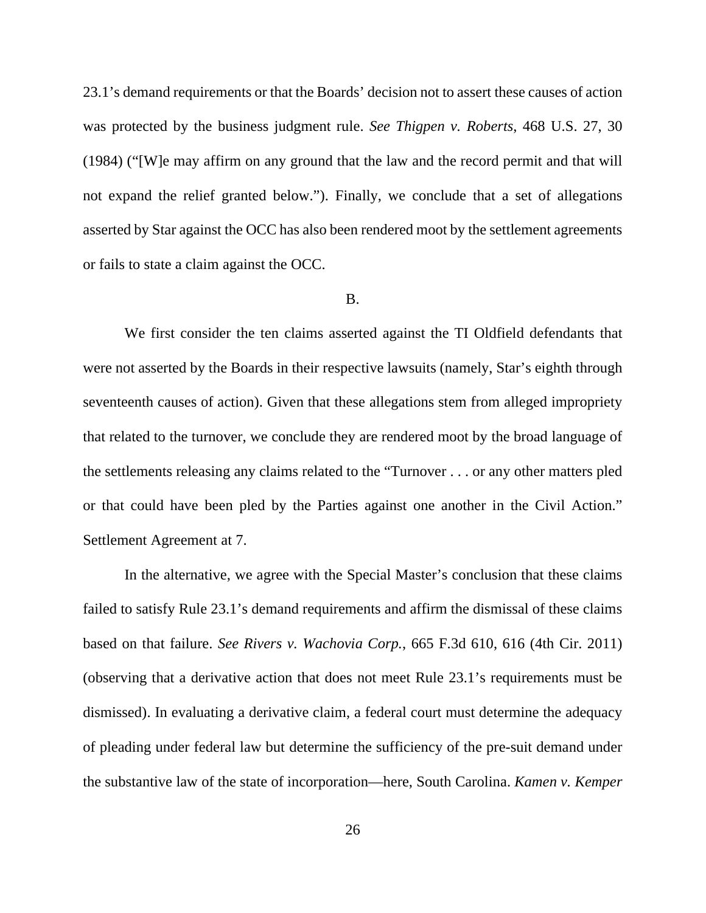23.1's demand requirements or that the Boards' decision not to assert these causes of action was protected by the business judgment rule. *See Thigpen v. Roberts*, 468 U.S. 27, 30 (1984) ("[W]e may affirm on any ground that the law and the record permit and that will not expand the relief granted below."). Finally, we conclude that a set of allegations asserted by Star against the OCC has also been rendered moot by the settlement agreements or fails to state a claim against the OCC.

B.

We first consider the ten claims asserted against the TI Oldfield defendants that were not asserted by the Boards in their respective lawsuits (namely, Star's eighth through seventeenth causes of action). Given that these allegations stem from alleged impropriety that related to the turnover, we conclude they are rendered moot by the broad language of the settlements releasing any claims related to the "Turnover . . . or any other matters pled or that could have been pled by the Parties against one another in the Civil Action." Settlement Agreement at 7.

In the alternative, we agree with the Special Master's conclusion that these claims failed to satisfy Rule 23.1's demand requirements and affirm the dismissal of these claims based on that failure. *See Rivers v. Wachovia Corp.*, 665 F.3d 610, 616 (4th Cir. 2011) (observing that a derivative action that does not meet Rule 23.1's requirements must be dismissed). In evaluating a derivative claim, a federal court must determine the adequacy of pleading under federal law but determine the sufficiency of the pre-suit demand under the substantive law of the state of incorporation—here, South Carolina. *Kamen v. Kemper*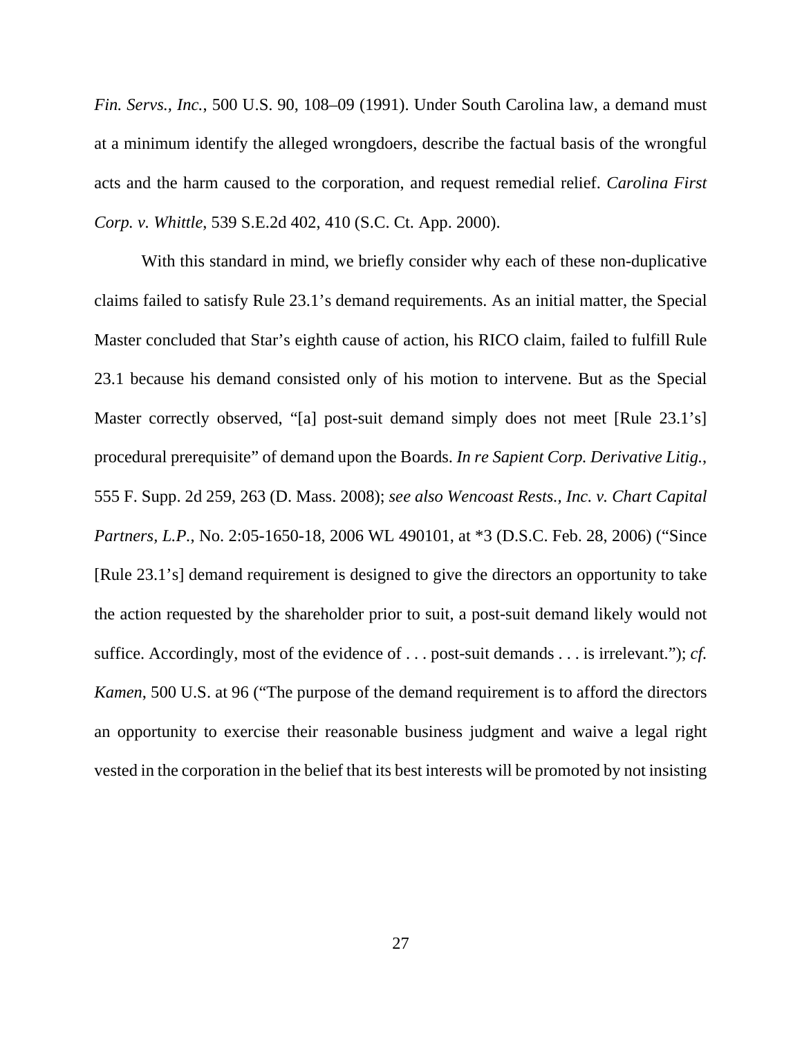*Fin. Servs., Inc.*, 500 U.S. 90, 108–09 (1991). Under South Carolina law, a demand must at a minimum identify the alleged wrongdoers, describe the factual basis of the wrongful acts and the harm caused to the corporation, and request remedial relief. *Carolina First Corp. v. Whittle*, 539 S.E.2d 402, 410 (S.C. Ct. App. 2000).

With this standard in mind, we briefly consider why each of these non-duplicative claims failed to satisfy Rule 23.1's demand requirements. As an initial matter, the Special Master concluded that Star's eighth cause of action, his RICO claim, failed to fulfill Rule 23.1 because his demand consisted only of his motion to intervene. But as the Special Master correctly observed, "[a] post-suit demand simply does not meet [Rule 23.1's] procedural prerequisite" of demand upon the Boards. *In re Sapient Corp. Derivative Litig.*, 555 F. Supp. 2d 259, 263 (D. Mass. 2008); *see also Wencoast Rests., Inc. v. Chart Capital Partners, L.P.*, No. 2:05-1650-18, 2006 WL 490101, at *3 (D.S.C. Feb. 28, 2006) ("Since [Rule 23.1's] demand requirement is designed to give the directors an opportunity to take the action requested by the shareholder prior to suit, a post-suit demand likely would not suffice. Accordingly, most of the evidence of . . . post-suit demands . . . is irrelevant."); *cf. Kamen*, 500 U.S. at 96 ("The purpose of the demand requirement is to afford the directors an opportunity to exercise their reasonable business judgment and waive a legal right vested in the corporation in the belief that its best interests will be promoted by not insisting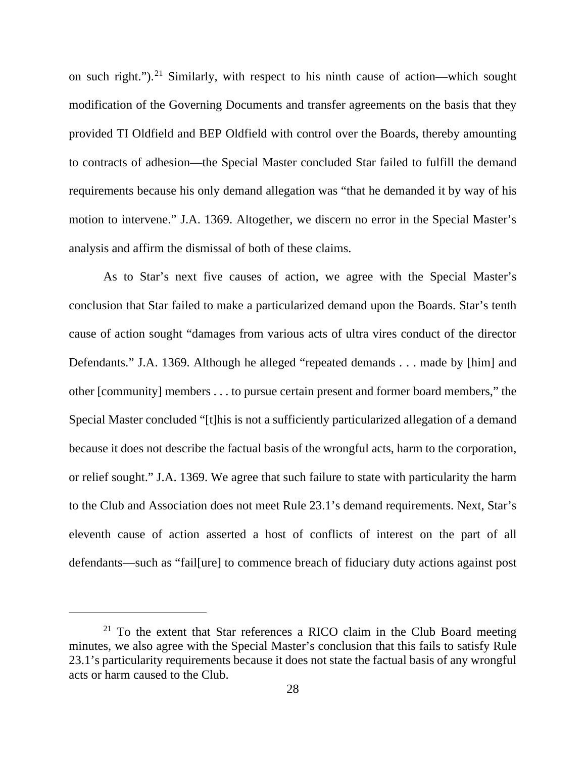on such right.").[21] Similarly, with respect to his ninth cause of action—which sought modification of the Governing Documents and transfer agreements on the basis that they provided TI Oldfield and BEP Oldfield with control over the Boards, thereby amounting to contracts of adhesion—the Special Master concluded Star failed to fulfill the demand requirements because his only demand allegation was "that he demanded it by way of his motion to intervene." J.A. 1369. Altogether, we discern no error in the Special Master's analysis and affirm the dismissal of both of these claims.

As to Star's next five causes of action, we agree with the Special Master's conclusion that Star failed to make a particularized demand upon the Boards. Star's tenth cause of action sought "damages from various acts of ultra vires conduct of the director Defendants." J.A. 1369. Although he alleged "repeated demands . . . made by [him] and other [community] members . . . to pursue certain present and former board members," the Special Master concluded "[t]his is not a sufficiently particularized allegation of a demand because it does not describe the factual basis of the wrongful acts, harm to the corporation, or relief sought." J.A. 1369. We agree that such failure to state with particularity the harm to the Club and Association does not meet Rule 23.1's demand requirements. Next, Star's eleventh cause of action asserted a host of conflicts of interest on the part of all defendants—such as "fail[ure] to commence breach of fiduciary duty actions against post

[21] To the extent that Star references a RICO claim in the Club Board meeting minutes, we also agree with the Special Master's conclusion that this fails to satisfy Rule 23.1's particularity requirements because it does not state the factual basis of any wrongful acts or harm caused to the Club.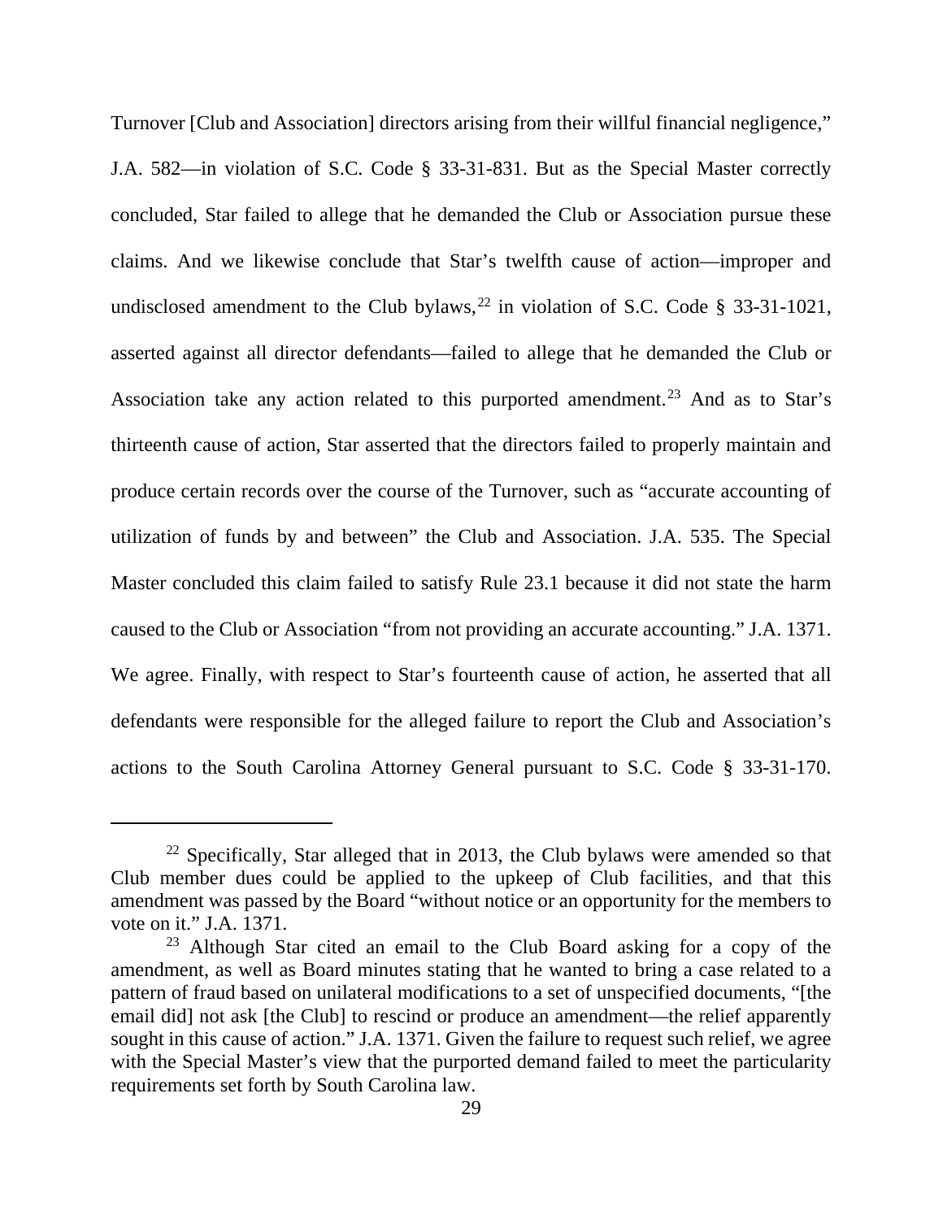Turnover [Club and Association] directors arising from their willful financial negligence," J.A. 582—in violation of S.C. Code § 33-31-831. But as the Special Master correctly concluded, Star failed to allege that he demanded the Club or Association pursue these claims. And we likewise conclude that Star's twelfth cause of action—improper and undisclosed amendment to the Club bylaws,[22] in violation of S.C. Code § 33-31-1021, asserted against all director defendants—failed to allege that he demanded the Club or Association take any action related to this purported amendment.[23] And as to Star's thirteenth cause of action, Star asserted that the directors failed to properly maintain and produce certain records over the course of the Turnover, such as "accurate accounting of utilization of funds by and between" the Club and Association. J.A. 535. The Special Master concluded this claim failed to satisfy Rule 23.1 because it did not state the harm caused to the Club or Association "from not providing an accurate accounting." J.A. 1371. We agree. Finally, with respect to Star's fourteenth cause of action, he asserted that all defendants were responsible for the alleged failure to report the Club and Association's actions to the South Carolina Attorney General pursuant to S.C. Code § 33-31-170.

---

[22] Specifically, Star alleged that in 2013, the Club bylaws were amended so that Club member dues could be applied to the upkeep of Club facilities, and that this amendment was passed by the Board "without notice or an opportunity for the members to vote on it." J.A. 1371.

[23] Although Star cited an email to the Club Board asking for a copy of the amendment, as well as Board minutes stating that he wanted to bring a case related to a pattern of fraud based on unilateral modifications to a set of unspecified documents, "[the email did] not ask [the Club] to rescind or produce an amendment—the relief apparently sought in this cause of action." J.A. 1371. Given the failure to request such relief, we agree with the Special Master's view that the purported demand failed to meet the particularity requirements set forth by South Carolina law.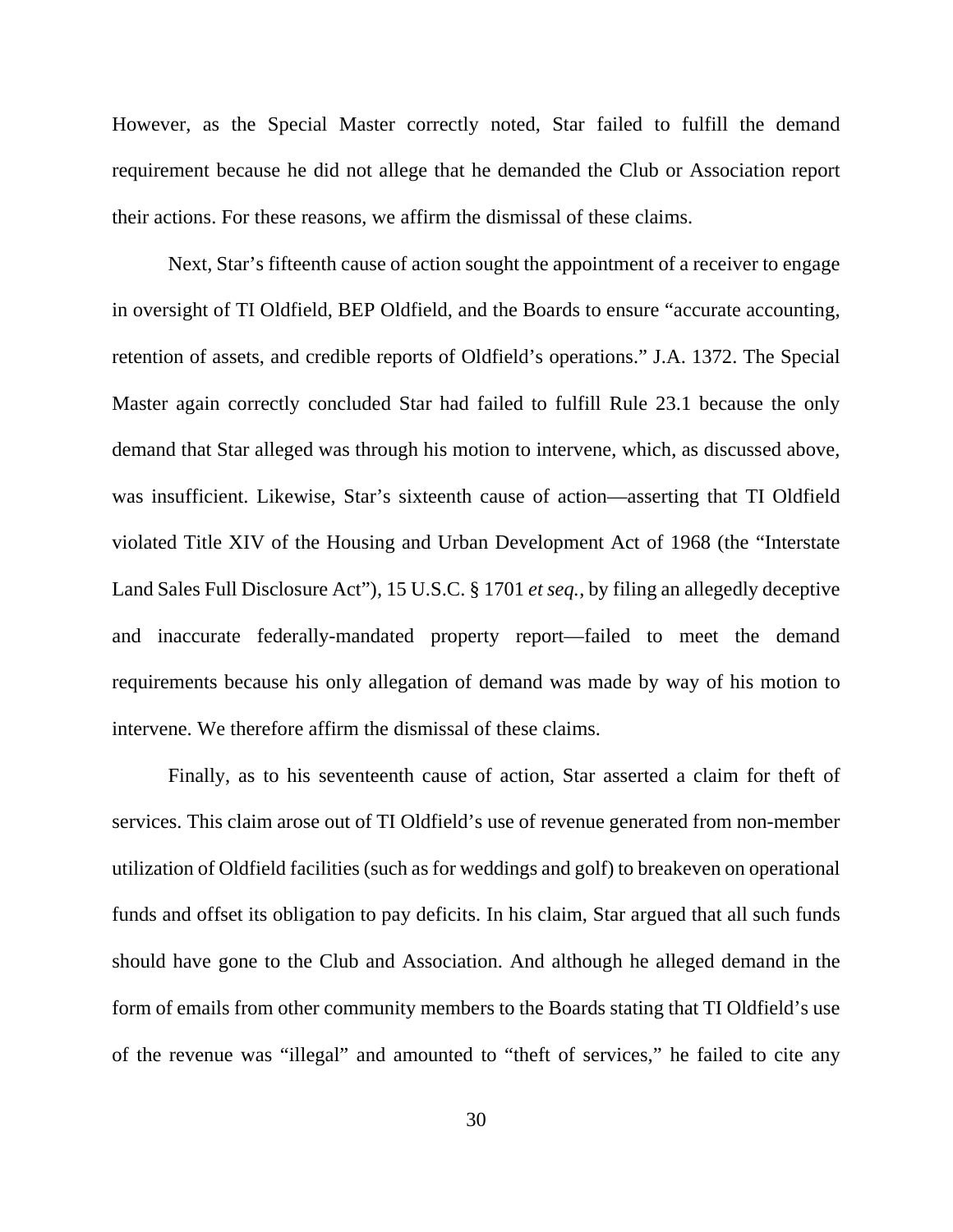However, as the Special Master correctly noted, Star failed to fulfill the demand requirement because he did not allege that he demanded the Club or Association report their actions. For these reasons, we affirm the dismissal of these claims.

Next, Star's fifteenth cause of action sought the appointment of a receiver to engage in oversight of TI Oldfield, BEP Oldfield, and the Boards to ensure "accurate accounting, retention of assets, and credible reports of Oldfield's operations." J.A. 1372. The Special Master again correctly concluded Star had failed to fulfill Rule 23.1 because the only demand that Star alleged was through his motion to intervene, which, as discussed above, was insufficient. Likewise, Star's sixteenth cause of action—asserting that TI Oldfield violated Title XIV of the Housing and Urban Development Act of 1968 (the "Interstate Land Sales Full Disclosure Act"), 15 U.S.C. § 1701 *et seq.*, by filing an allegedly deceptive and inaccurate federally-mandated property report—failed to meet the demand requirements because his only allegation of demand was made by way of his motion to intervene. We therefore affirm the dismissal of these claims.

Finally, as to his seventeenth cause of action, Star asserted a claim for theft of services. This claim arose out of TI Oldfield's use of revenue generated from non-member utilization of Oldfield facilities (such as for weddings and golf) to breakeven on operational funds and offset its obligation to pay deficits. In his claim, Star argued that all such funds should have gone to the Club and Association. And although he alleged demand in the form of emails from other community members to the Boards stating that TI Oldfield's use of the revenue was "illegal" and amounted to "theft of services," he failed to cite any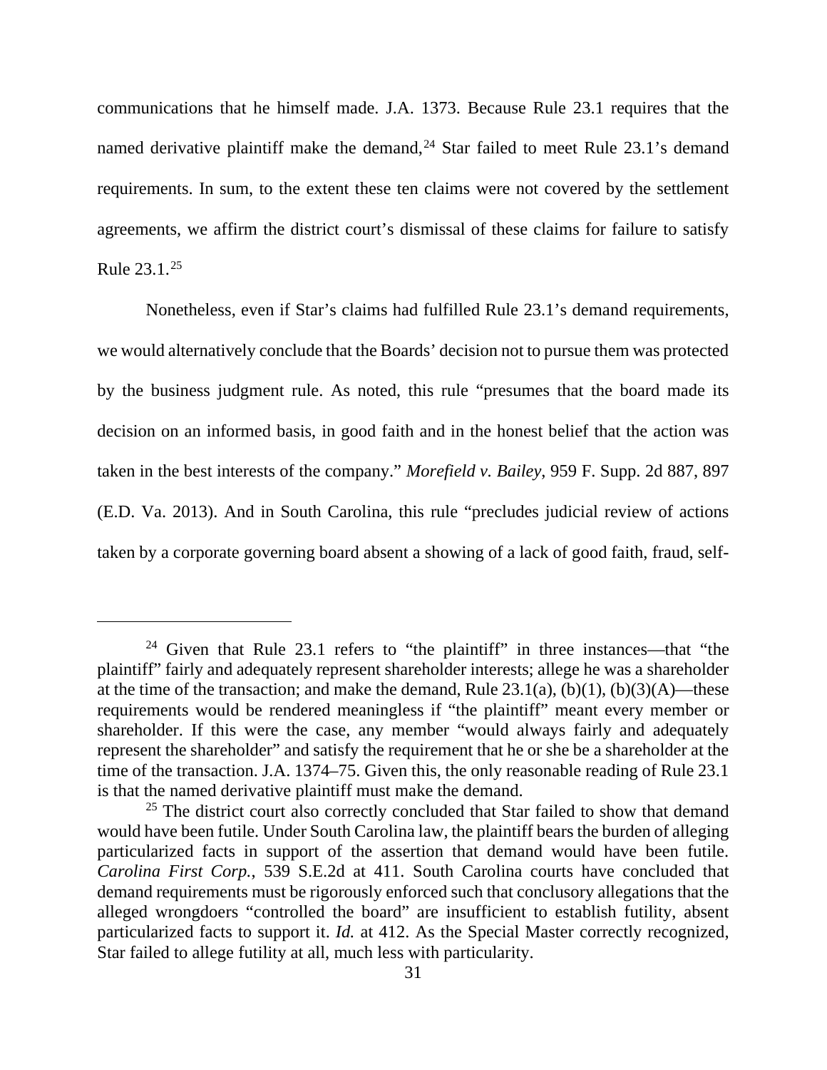communications that he himself made. J.A. 1373. Because Rule 23.1 requires that the named derivative plaintiff make the demand,[24] Star failed to meet Rule 23.1's demand requirements. In sum, to the extent these ten claims were not covered by the settlement agreements, we affirm the district court's dismissal of these claims for failure to satisfy Rule 23.1.[25]

Nonetheless, even if Star's claims had fulfilled Rule 23.1's demand requirements, we would alternatively conclude that the Boards' decision not to pursue them was protected by the business judgment rule. As noted, this rule "presumes that the board made its decision on an informed basis, in good faith and in the honest belief that the action was taken in the best interests of the company." *Morefield v. Bailey*, 959 F. Supp. 2d 887, 897 (E.D. Va. 2013). And in South Carolina, this rule "precludes judicial review of actions taken by a corporate governing board absent a showing of a lack of good faith, fraud, self-

---

[24] Given that Rule 23.1 refers to "the plaintiff" in three instances—that "the plaintiff" fairly and adequately represent shareholder interests; allege he was a shareholder at the time of the transaction; and make the demand, Rule 23.1(a), (b)(1), (b)(3)(A)—these requirements would be rendered meaningless if "the plaintiff" meant every member or shareholder. If this were the case, any member "would always fairly and adequately represent the shareholder" and satisfy the requirement that he or she be a shareholder at the time of the transaction. J.A. 1374–75. Given this, the only reasonable reading of Rule 23.1 is that the named derivative plaintiff must make the demand.

[25] The district court also correctly concluded that Star failed to show that demand would have been futile. Under South Carolina law, the plaintiff bears the burden of alleging particularized facts in support of the assertion that demand would have been futile. *Carolina First Corp.*, 539 S.E.2d at 411. South Carolina courts have concluded that demand requirements must be rigorously enforced such that conclusory allegations that the alleged wrongdoers "controlled the board" are insufficient to establish futility, absent particularized facts to support it. *Id.* at 412. As the Special Master correctly recognized, Star failed to allege futility at all, much less with particularity.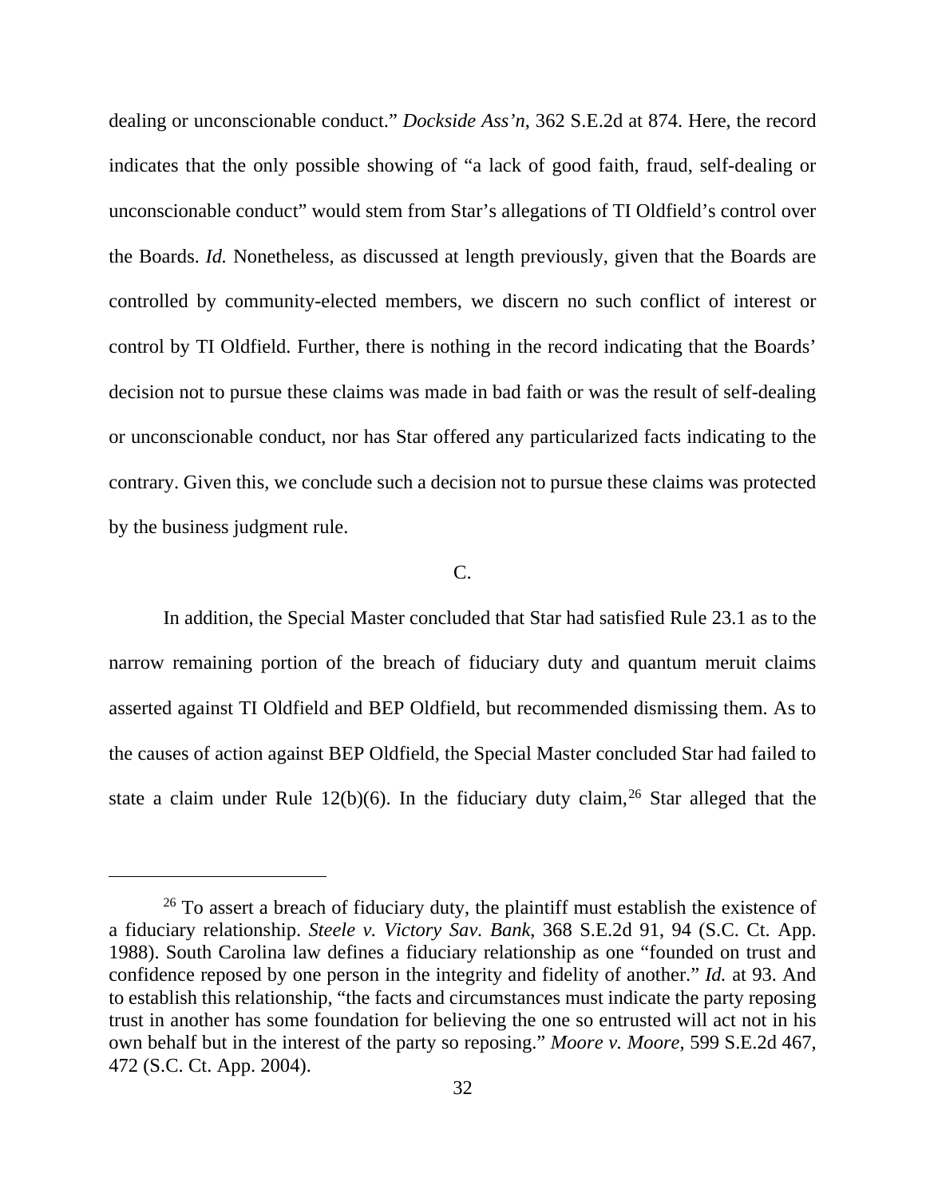dealing or unconscionable conduct." *Dockside Ass'n*, 362 S.E.2d at 874. Here, the record indicates that the only possible showing of "a lack of good faith, fraud, self-dealing or unconscionable conduct" would stem from Star's allegations of TI Oldfield's control over the Boards. *Id.* Nonetheless, as discussed at length previously, given that the Boards are controlled by community-elected members, we discern no such conflict of interest or control by TI Oldfield. Further, there is nothing in the record indicating that the Boards' decision not to pursue these claims was made in bad faith or was the result of self-dealing or unconscionable conduct, nor has Star offered any particularized facts indicating to the contrary. Given this, we conclude such a decision not to pursue these claims was protected by the business judgment rule.

C.

In addition, the Special Master concluded that Star had satisfied Rule 23.1 as to the narrow remaining portion of the breach of fiduciary duty and quantum meruit claims asserted against TI Oldfield and BEP Oldfield, but recommended dismissing them. As to the causes of action against BEP Oldfield, the Special Master concluded Star had failed to state a claim under Rule 12(b)(6). In the fiduciary duty claim,[26] Star alleged that the

[26] To assert a breach of fiduciary duty, the plaintiff must establish the existence of a fiduciary relationship. *Steele v. Victory Sav. Bank*, 368 S.E.2d 91, 94 (S.C. Ct. App. 1988). South Carolina law defines a fiduciary relationship as one "founded on trust and confidence reposed by one person in the integrity and fidelity of another." *Id.* at 93. And to establish this relationship, "the facts and circumstances must indicate the party reposing trust in another has some foundation for believing the one so entrusted will act not in his own behalf but in the interest of the party so reposing." *Moore v. Moore*, 599 S.E.2d 467, 472 (S.C. Ct. App. 2004).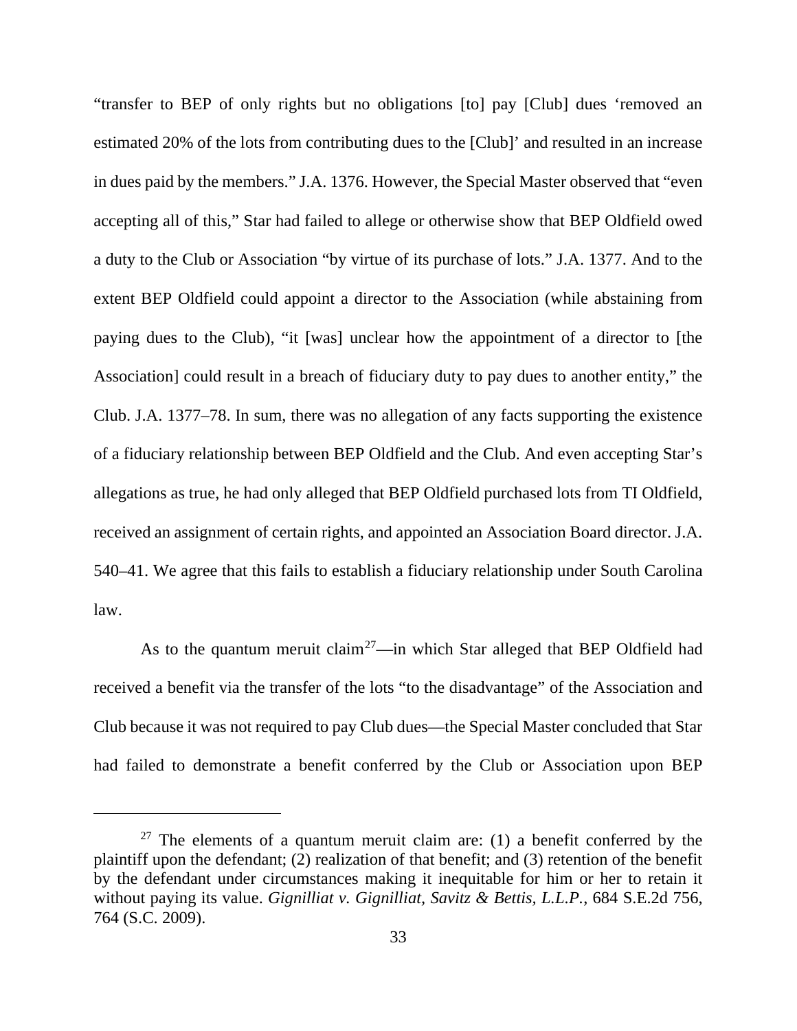"transfer to BEP of only rights but no obligations [to] pay [Club] dues 'removed an estimated 20% of the lots from contributing dues to the [Club]' and resulted in an increase in dues paid by the members." J.A. 1376. However, the Special Master observed that "even accepting all of this," Star had failed to allege or otherwise show that BEP Oldfield owed a duty to the Club or Association "by virtue of its purchase of lots." J.A. 1377. And to the extent BEP Oldfield could appoint a director to the Association (while abstaining from paying dues to the Club), "it [was] unclear how the appointment of a director to [the Association] could result in a breach of fiduciary duty to pay dues to another entity," the Club. J.A. 1377–78. In sum, there was no allegation of any facts supporting the existence of a fiduciary relationship between BEP Oldfield and the Club. And even accepting Star's allegations as true, he had only alleged that BEP Oldfield purchased lots from TI Oldfield, received an assignment of certain rights, and appointed an Association Board director. J.A. 540–41. We agree that this fails to establish a fiduciary relationship under South Carolina law.

As to the quantum meruit claim[27]—in which Star alleged that BEP Oldfield had received a benefit via the transfer of the lots "to the disadvantage" of the Association and Club because it was not required to pay Club dues—the Special Master concluded that Star had failed to demonstrate a benefit conferred by the Club or Association upon BEP

---

[27] The elements of a quantum meruit claim are: (1) a benefit conferred by the plaintiff upon the defendant; (2) realization of that benefit; and (3) retention of the benefit by the defendant under circumstances making it inequitable for him or her to retain it without paying its value. *Gignilliat v. Gignilliat, Savitz & Bettis, L.L.P.*, 684 S.E.2d 756, 764 (S.C. 2009).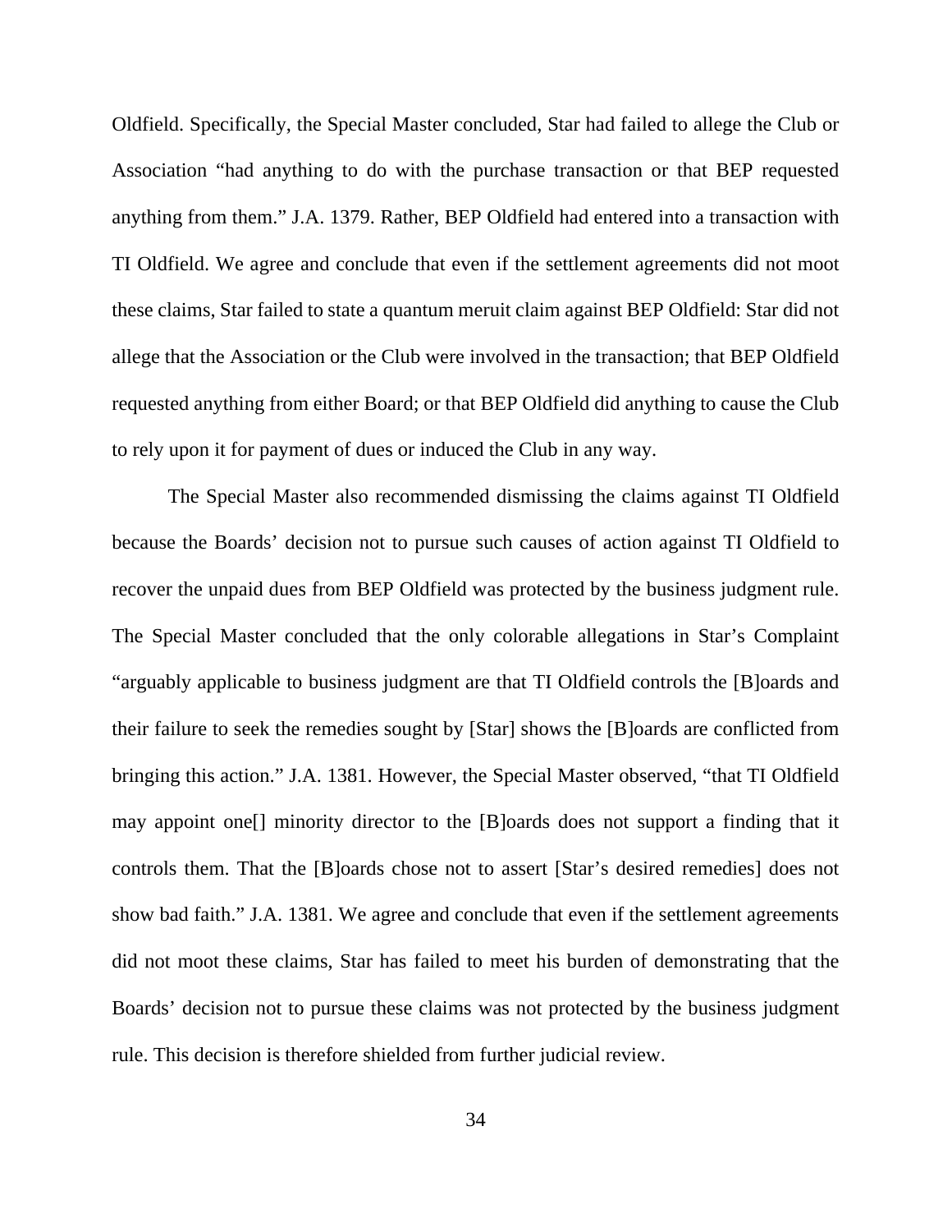Oldfield. Specifically, the Special Master concluded, Star had failed to allege the Club or Association "had anything to do with the purchase transaction or that BEP requested anything from them." J.A. 1379. Rather, BEP Oldfield had entered into a transaction with TI Oldfield. We agree and conclude that even if the settlement agreements did not moot these claims, Star failed to state a quantum meruit claim against BEP Oldfield: Star did not allege that the Association or the Club were involved in the transaction; that BEP Oldfield requested anything from either Board; or that BEP Oldfield did anything to cause the Club to rely upon it for payment of dues or induced the Club in any way.

The Special Master also recommended dismissing the claims against TI Oldfield because the Boards' decision not to pursue such causes of action against TI Oldfield to recover the unpaid dues from BEP Oldfield was protected by the business judgment rule. The Special Master concluded that the only colorable allegations in Star's Complaint "arguably applicable to business judgment are that TI Oldfield controls the [B]oards and their failure to seek the remedies sought by [Star] shows the [B]oards are conflicted from bringing this action." J.A. 1381. However, the Special Master observed, "that TI Oldfield may appoint one[] minority director to the [B]oards does not support a finding that it controls them. That the [B]oards chose not to assert [Star's desired remedies] does not show bad faith." J.A. 1381. We agree and conclude that even if the settlement agreements did not moot these claims, Star has failed to meet his burden of demonstrating that the Boards' decision not to pursue these claims was not protected by the business judgment rule. This decision is therefore shielded from further judicial review.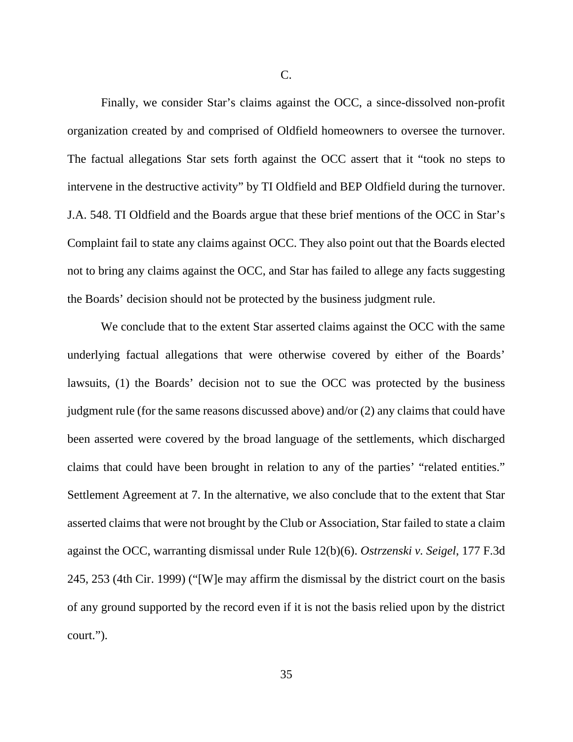### C.

Finally, we consider Star's claims against the OCC, a since-dissolved non-profit organization created by and comprised of Oldfield homeowners to oversee the turnover. The factual allegations Star sets forth against the OCC assert that it "took no steps to intervene in the destructive activity" by TI Oldfield and BEP Oldfield during the turnover. J.A. 548. TI Oldfield and the Boards argue that these brief mentions of the OCC in Star's Complaint fail to state any claims against OCC. They also point out that the Boards elected not to bring any claims against the OCC, and Star has failed to allege any facts suggesting the Boards' decision should not be protected by the business judgment rule.

We conclude that to the extent Star asserted claims against the OCC with the same underlying factual allegations that were otherwise covered by either of the Boards' lawsuits, (1) the Boards' decision not to sue the OCC was protected by the business judgment rule (for the same reasons discussed above) and/or (2) any claims that could have been asserted were covered by the broad language of the settlements, which discharged claims that could have been brought in relation to any of the parties' "related entities." Settlement Agreement at 7. In the alternative, we also conclude that to the extent that Star asserted claims that were not brought by the Club or Association, Star failed to state a claim against the OCC, warranting dismissal under Rule 12(b)(6). *Ostrzenski v. Seigel*, 177 F.3d 245, 253 (4th Cir. 1999) ("[W]e may affirm the dismissal by the district court on the basis of any ground supported by the record even if it is not the basis relied upon by the district court.").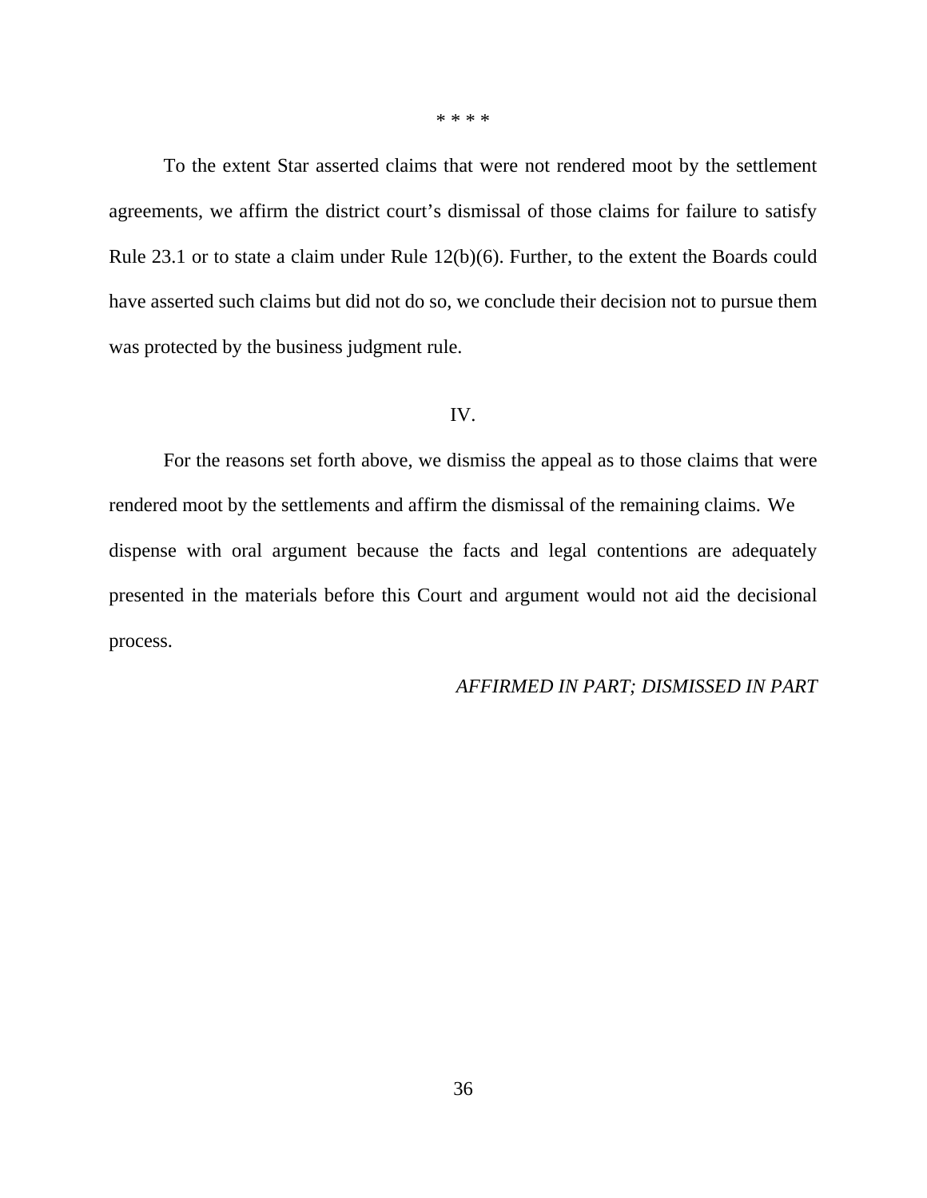\* \* \* \*

To the extent Star asserted claims that were not rendered moot by the settlement agreements, we affirm the district court's dismissal of those claims for failure to satisfy Rule 23.1 or to state a claim under Rule 12(b)(6). Further, to the extent the Boards could have asserted such claims but did not do so, we conclude their decision not to pursue them was protected by the business judgment rule.

## IV.

For the reasons set forth above, we dismiss the appeal as to those claims that were rendered moot by the settlements and affirm the dismissal of the remaining claims. We dispense with oral argument because the facts and legal contentions are adequately presented in the materials before this Court and argument would not aid the decisional process.

*AFFIRMED IN PART; DISMISSED IN PART*